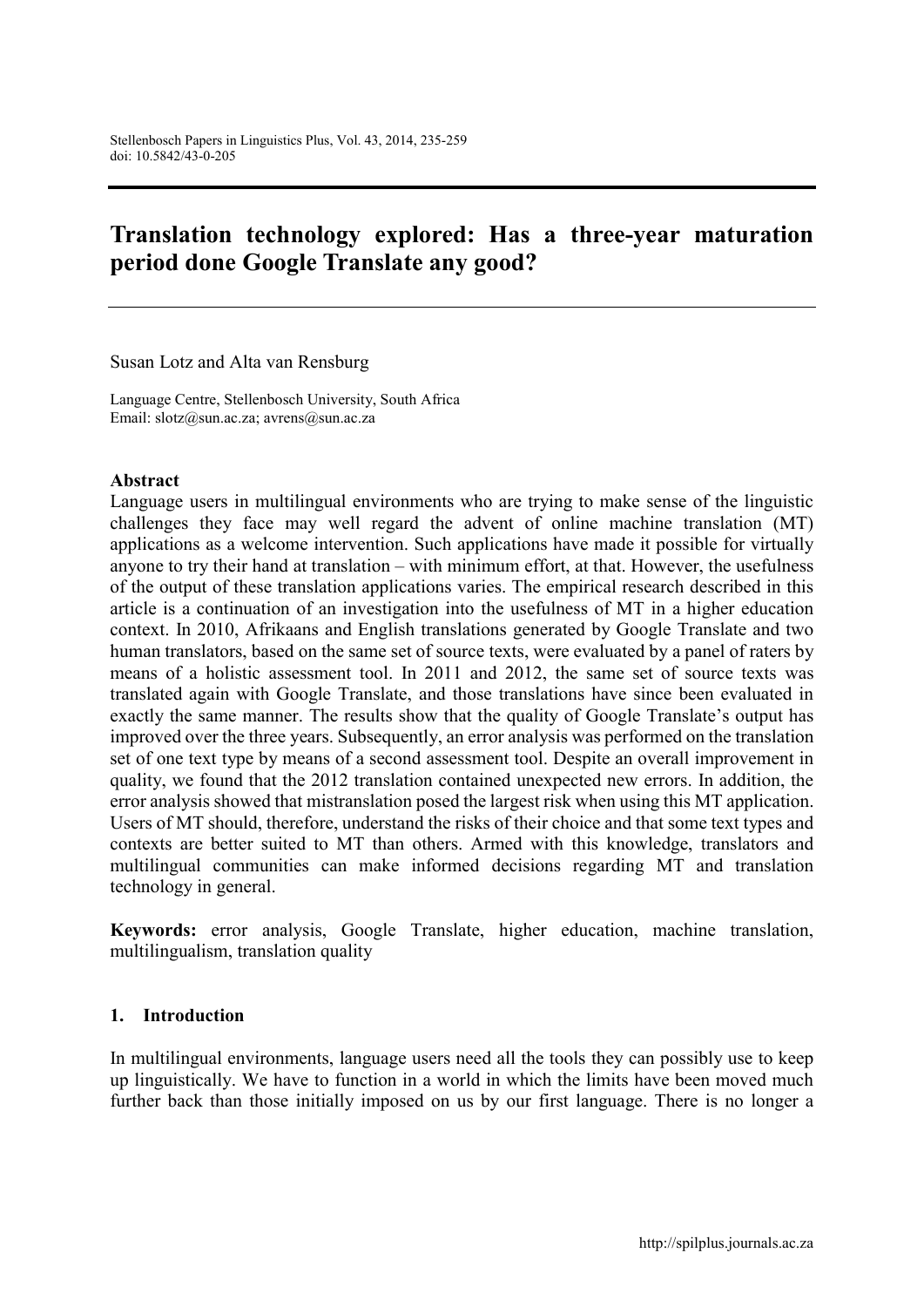# Translation technology explored: Has a three-year maturation period done Google Translate any good?

Susan Lotz and Alta van Rensburg

Language Centre, Stellenbosch University, South Africa
Email: slotz@sun.ac.za; avrens@sun.ac.za

## Abstract

Language users in multilingual environments who are trying to make sense of the linguistic challenges they face may well regard the advent of online machine translation (MT) applications as a welcome intervention. Such applications have made it possible for virtually anyone to try their hand at translation – with minimum effort, at that. However, the usefulness of the output of these translation applications varies. The empirical research described in this article is a continuation of an investigation into the usefulness of MT in a higher education context. In 2010, Afrikaans and English translations generated by Google Translate and two human translators, based on the same set of source texts, were evaluated by a panel of raters by means of a holistic assessment tool. In 2011 and 2012, the same set of source texts was translated again with Google Translate, and those translations have since been evaluated in exactly the same manner. The results show that the quality of Google Translate's output has improved over the three years. Subsequently, an error analysis was performed on the translation set of one text type by means of a second assessment tool. Despite an overall improvement in quality, we found that the 2012 translation contained unexpected new errors. In addition, the error analysis showed that mistranslation posed the largest risk when using this MT application. Users of MT should, therefore, understand the risks of their choice and that some text types and contexts are better suited to MT than others. Armed with this knowledge, translators and multilingual communities can make informed decisions regarding MT and translation technology in general.

**Keywords:** error analysis, Google Translate, higher education, machine translation, multilingualism, translation quality

## 1. Introduction

In multilingual environments, language users need all the tools they can possibly use to keep up linguistically. We have to function in a world in which the limits have been moved much further back than those initially imposed on us by our first language. There is no longer a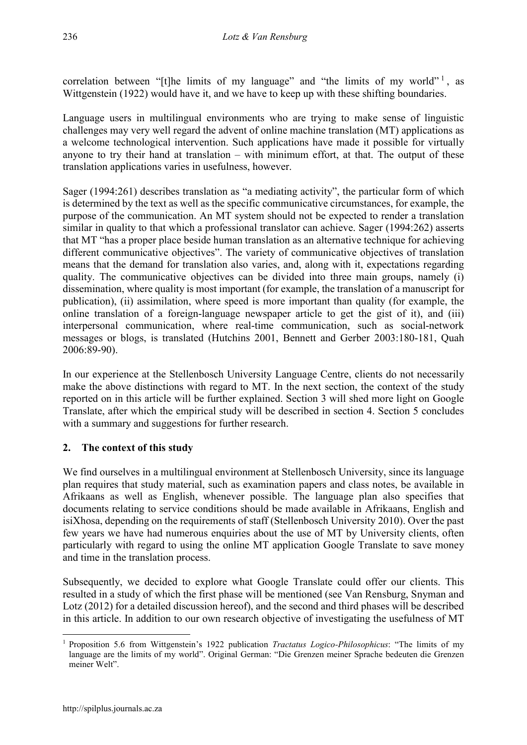correlation between "[t]he limits of my language" and "the limits of my world"[1], as Wittgenstein (1922) would have it, and we have to keep up with these shifting boundaries.

Language users in multilingual environments who are trying to make sense of linguistic challenges may very well regard the advent of online machine translation (MT) applications as a welcome technological intervention. Such applications have made it possible for virtually anyone to try their hand at translation – with minimum effort, at that. The output of these translation applications varies in usefulness, however.

Sager (1994:261) describes translation as "a mediating activity", the particular form of which is determined by the text as well as the specific communicative circumstances, for example, the purpose of the communication. An MT system should not be expected to render a translation similar in quality to that which a professional translator can achieve. Sager (1994:262) asserts that MT "has a proper place beside human translation as an alternative technique for achieving different communicative objectives". The variety of communicative objectives of translation means that the demand for translation also varies, and, along with it, expectations regarding quality. The communicative objectives can be divided into three main groups, namely (i) dissemination, where quality is most important (for example, the translation of a manuscript for publication), (ii) assimilation, where speed is more important than quality (for example, the online translation of a foreign-language newspaper article to get the gist of it), and (iii) interpersonal communication, where real-time communication, such as social-network messages or blogs, is translated (Hutchins 2001, Bennett and Gerber 2003:180-181, Quah 2006:89-90).

In our experience at the Stellenbosch University Language Centre, clients do not necessarily make the above distinctions with regard to MT. In the next section, the context of the study reported on in this article will be further explained. Section 3 will shed more light on Google Translate, after which the empirical study will be described in section 4. Section 5 concludes with a summary and suggestions for further research.

## 2. The context of this study

We find ourselves in a multilingual environment at Stellenbosch University, since its language plan requires that study material, such as examination papers and class notes, be available in Afrikaans as well as English, whenever possible. The language plan also specifies that documents relating to service conditions should be made available in Afrikaans, English and isiXhosa, depending on the requirements of staff (Stellenbosch University 2010). Over the past few years we have had numerous enquiries about the use of MT by University clients, often particularly with regard to using the online MT application Google Translate to save money and time in the translation process.

Subsequently, we decided to explore what Google Translate could offer our clients. This resulted in a study of which the first phase will be mentioned (see Van Rensburg, Snyman and Lotz (2012) for a detailed discussion hereof), and the second and third phases will be described in this article. In addition to our own research objective of investigating the usefulness of MT

[1] Proposition 5.6 from Wittgenstein's 1922 publication *Tractatus Logico-Philosophicus*: "The limits of my language are the limits of my world". Original German: "Die Grenzen meiner Sprache bedeuten die Grenzen meiner Welt".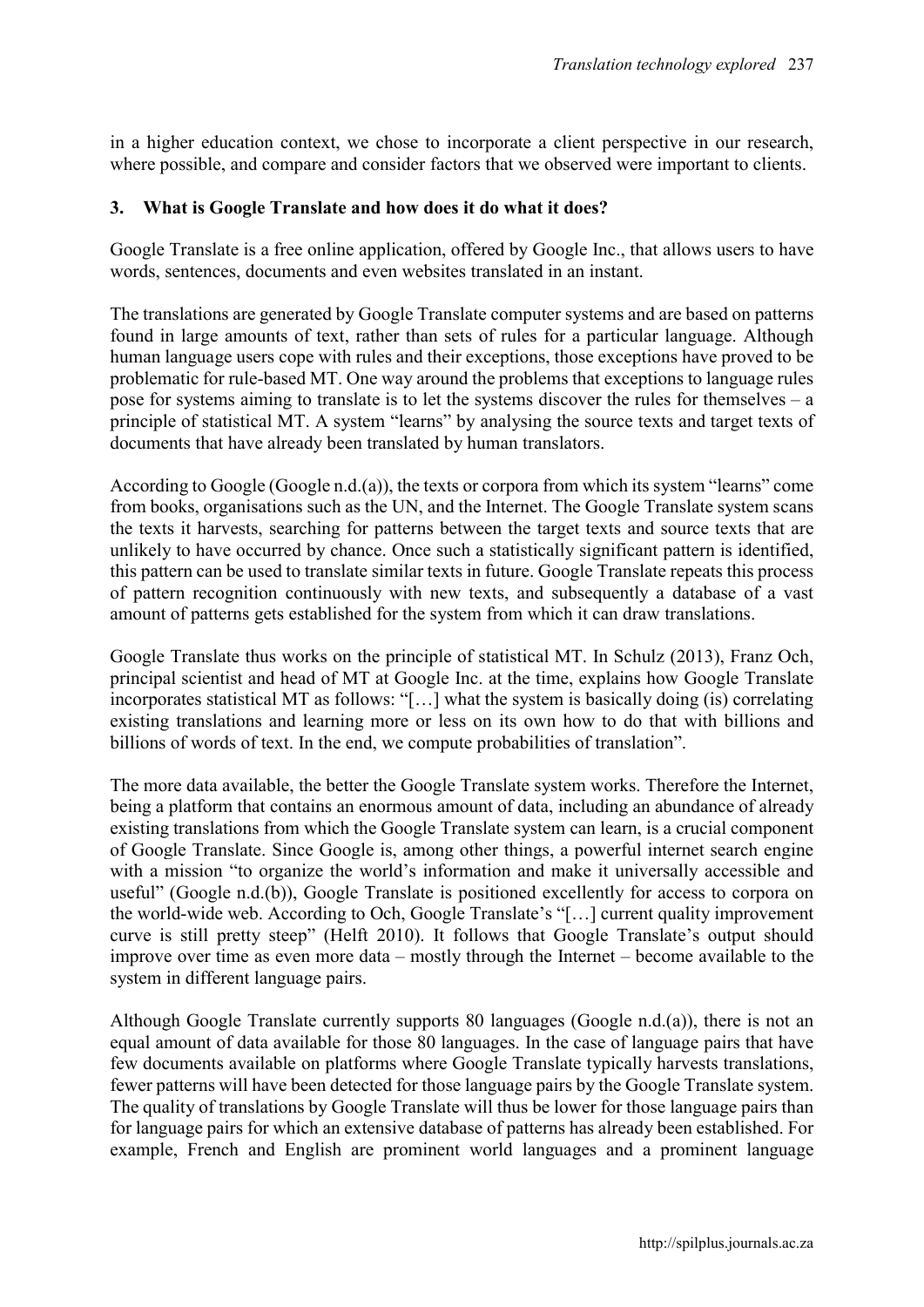in a higher education context, we chose to incorporate a client perspective in our research, where possible, and compare and consider factors that we observed were important to clients.

## 3. What is Google Translate and how does it do what it does?

Google Translate is a free online application, offered by Google Inc., that allows users to have words, sentences, documents and even websites translated in an instant.

The translations are generated by Google Translate computer systems and are based on patterns found in large amounts of text, rather than sets of rules for a particular language. Although human language users cope with rules and their exceptions, those exceptions have proved to be problematic for rule-based MT. One way around the problems that exceptions to language rules pose for systems aiming to translate is to let the systems discover the rules for themselves – a principle of statistical MT. A system "learns" by analysing the source texts and target texts of documents that have already been translated by human translators.

According to Google (Google n.d.(a)), the texts or corpora from which its system "learns" come from books, organisations such as the UN, and the Internet. The Google Translate system scans the texts it harvests, searching for patterns between the target texts and source texts that are unlikely to have occurred by chance. Once such a statistically significant pattern is identified, this pattern can be used to translate similar texts in future. Google Translate repeats this process of pattern recognition continuously with new texts, and subsequently a database of a vast amount of patterns gets established for the system from which it can draw translations.

Google Translate thus works on the principle of statistical MT. In Schulz (2013), Franz Och, principal scientist and head of MT at Google Inc. at the time, explains how Google Translate incorporates statistical MT as follows: "[…] what the system is basically doing (is) correlating existing translations and learning more or less on its own how to do that with billions and billions of words of text. In the end, we compute probabilities of translation".

The more data available, the better the Google Translate system works. Therefore the Internet, being a platform that contains an enormous amount of data, including an abundance of already existing translations from which the Google Translate system can learn, is a crucial component of Google Translate. Since Google is, among other things, a powerful internet search engine with a mission "to organize the world's information and make it universally accessible and useful" (Google n.d.(b)), Google Translate is positioned excellently for access to corpora on the world-wide web. According to Och, Google Translate's "[…] current quality improvement curve is still pretty steep" (Helft 2010). It follows that Google Translate's output should improve over time as even more data – mostly through the Internet – become available to the system in different language pairs.

Although Google Translate currently supports 80 languages (Google n.d.(a)), there is not an equal amount of data available for those 80 languages. In the case of language pairs that have few documents available on platforms where Google Translate typically harvests translations, fewer patterns will have been detected for those language pairs by the Google Translate system. The quality of translations by Google Translate will thus be lower for those language pairs than for language pairs for which an extensive database of patterns has already been established. For example, French and English are prominent world languages and a prominent language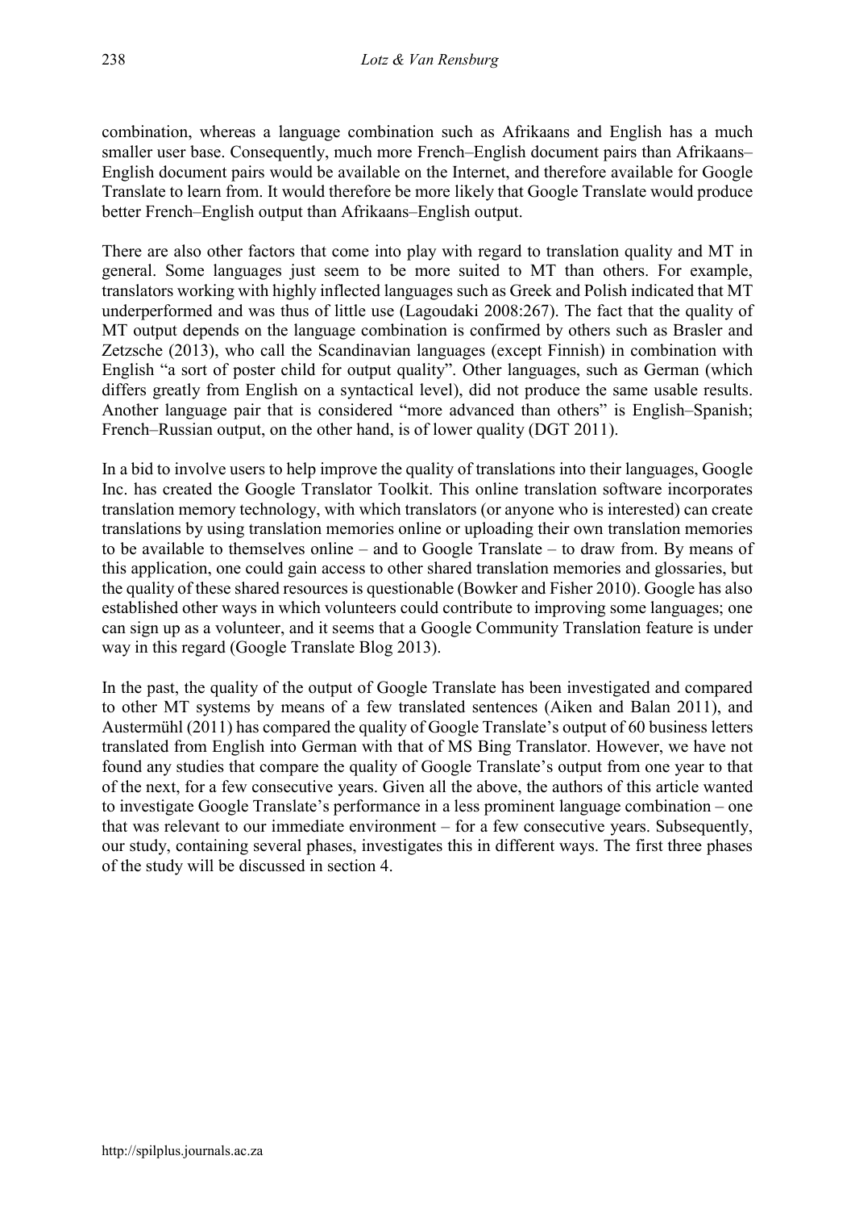combination, whereas a language combination such as Afrikaans and English has a much smaller user base. Consequently, much more French–English document pairs than Afrikaans–English document pairs would be available on the Internet, and therefore available for Google Translate to learn from. It would therefore be more likely that Google Translate would produce better French–English output than Afrikaans–English output.

There are also other factors that come into play with regard to translation quality and MT in general. Some languages just seem to be more suited to MT than others. For example, translators working with highly inflected languages such as Greek and Polish indicated that MT underperformed and was thus of little use (Lagoudaki 2008:267). The fact that the quality of MT output depends on the language combination is confirmed by others such as Brasler and Zetzsche (2013), who call the Scandinavian languages (except Finnish) in combination with English "a sort of poster child for output quality". Other languages, such as German (which differs greatly from English on a syntactical level), did not produce the same usable results. Another language pair that is considered "more advanced than others" is English–Spanish; French–Russian output, on the other hand, is of lower quality (DGT 2011).

In a bid to involve users to help improve the quality of translations into their languages, Google Inc. has created the Google Translator Toolkit. This online translation software incorporates translation memory technology, with which translators (or anyone who is interested) can create translations by using translation memories online or uploading their own translation memories to be available to themselves online – and to Google Translate – to draw from. By means of this application, one could gain access to other shared translation memories and glossaries, but the quality of these shared resources is questionable (Bowker and Fisher 2010). Google has also established other ways in which volunteers could contribute to improving some languages; one can sign up as a volunteer, and it seems that a Google Community Translation feature is under way in this regard (Google Translate Blog 2013).

In the past, the quality of the output of Google Translate has been investigated and compared to other MT systems by means of a few translated sentences (Aiken and Balan 2011), and Austermühl (2011) has compared the quality of Google Translate's output of 60 business letters translated from English into German with that of MS Bing Translator. However, we have not found any studies that compare the quality of Google Translate's output from one year to that of the next, for a few consecutive years. Given all the above, the authors of this article wanted to investigate Google Translate's performance in a less prominent language combination – one that was relevant to our immediate environment – for a few consecutive years. Subsequently, our study, containing several phases, investigates this in different ways. The first three phases of the study will be discussed in section 4.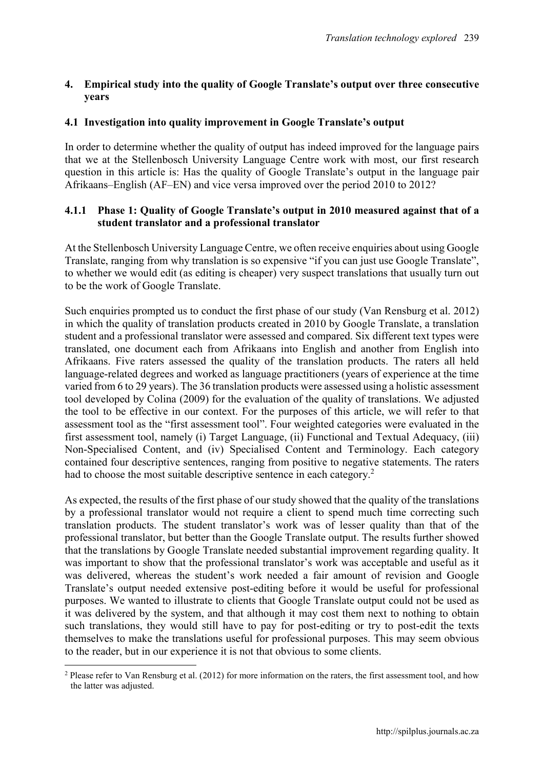## 4. Empirical study into the quality of Google Translate's output over three consecutive years

### 4.1 Investigation into quality improvement in Google Translate's output

In order to determine whether the quality of output has indeed improved for the language pairs that we at the Stellenbosch University Language Centre work with most, our first research question in this article is: Has the quality of Google Translate's output in the language pair Afrikaans–English (AF–EN) and vice versa improved over the period 2010 to 2012?

#### 4.1.1 Phase 1: Quality of Google Translate's output in 2010 measured against that of a student translator and a professional translator

At the Stellenbosch University Language Centre, we often receive enquiries about using Google Translate, ranging from why translation is so expensive "if you can just use Google Translate", to whether we would edit (as editing is cheaper) very suspect translations that usually turn out to be the work of Google Translate.

Such enquiries prompted us to conduct the first phase of our study (Van Rensburg et al. 2012) in which the quality of translation products created in 2010 by Google Translate, a translation student and a professional translator were assessed and compared. Six different text types were translated, one document each from Afrikaans into English and another from English into Afrikaans. Five raters assessed the quality of the translation products. The raters all held language-related degrees and worked as language practitioners (years of experience at the time varied from 6 to 29 years). The 36 translation products were assessed using a holistic assessment tool developed by Colina (2009) for the evaluation of the quality of translations. We adjusted the tool to be effective in our context. For the purposes of this article, we will refer to that assessment tool as the "first assessment tool". Four weighted categories were evaluated in the first assessment tool, namely (i) Target Language, (ii) Functional and Textual Adequacy, (iii) Non-Specialised Content, and (iv) Specialised Content and Terminology. Each category contained four descriptive sentences, ranging from positive to negative statements. The raters had to choose the most suitable descriptive sentence in each category.[2]

As expected, the results of the first phase of our study showed that the quality of the translations by a professional translator would not require a client to spend much time correcting such translation products. The student translator's work was of lesser quality than that of the professional translator, but better than the Google Translate output. The results further showed that the translations by Google Translate needed substantial improvement regarding quality. It was important to show that the professional translator's work was acceptable and useful as it was delivered, whereas the student's work needed a fair amount of revision and Google Translate's output needed extensive post-editing before it would be useful for professional purposes. We wanted to illustrate to clients that Google Translate output could not be used as it was delivered by the system, and that although it may cost them next to nothing to obtain such translations, they would still have to pay for post-editing or try to post-edit the texts themselves to make the translations useful for professional purposes. This may seem obvious to the reader, but in our experience it is not that obvious to some clients.

[2] Please refer to Van Rensburg et al. (2012) for more information on the raters, the first assessment tool, and how the latter was adjusted.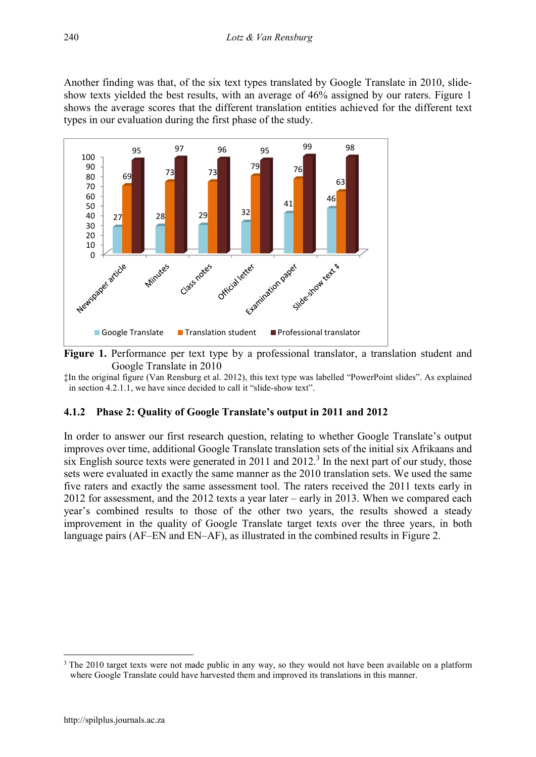Another finding was that, of the six text types translated by Google Translate in 2010, slide-show texts yielded the best results, with an average of 46% assigned by our raters. Figure 1 shows the average scores that the different translation entities achieved for the different text types in our evaluation during the first phase of the study.

| Text type | Google Translate | Translation student | Professional translator |
|---|---|---|---|
| Newspaper article | 27 | 69 | 95 |
| Minutes | 28 | 73 | 97 |
| Class notes | 29 | 73 | 96 |
| Official letter | 32 | 79 | 95 |
| Examination paper | 41 | 76 | 99 |
| Slide-show text ‡ | 46 | 63 | 98 |

**Figure 1.** Performance per text type by a professional translator, a translation student and Google Translate in 2010

‡In the original figure (Van Rensburg et al. 2012), this text type was labelled "PowerPoint slides". As explained in section 4.2.1.1, we have since decided to call it "slide-show text".

### 4.1.2 Phase 2: Quality of Google Translate's output in 2011 and 2012

In order to answer our first research question, relating to whether Google Translate's output improves over time, additional Google Translate translation sets of the initial six Afrikaans and six English source texts were generated in 2011 and 2012.[3] In the next part of our study, those sets were evaluated in exactly the same manner as the 2010 translation sets. We used the same five raters and exactly the same assessment tool. The raters received the 2011 texts early in 2012 for assessment, and the 2012 texts a year later – early in 2013. When we compared each year's combined results to those of the other two years, the results showed a steady improvement in the quality of Google Translate target texts over the three years, in both language pairs (AF–EN and EN–AF), as illustrated in the combined results in Figure 2.

[3] The 2010 target texts were not made public in any way, so they would not have been available on a platform where Google Translate could have harvested them and improved its translations in this manner.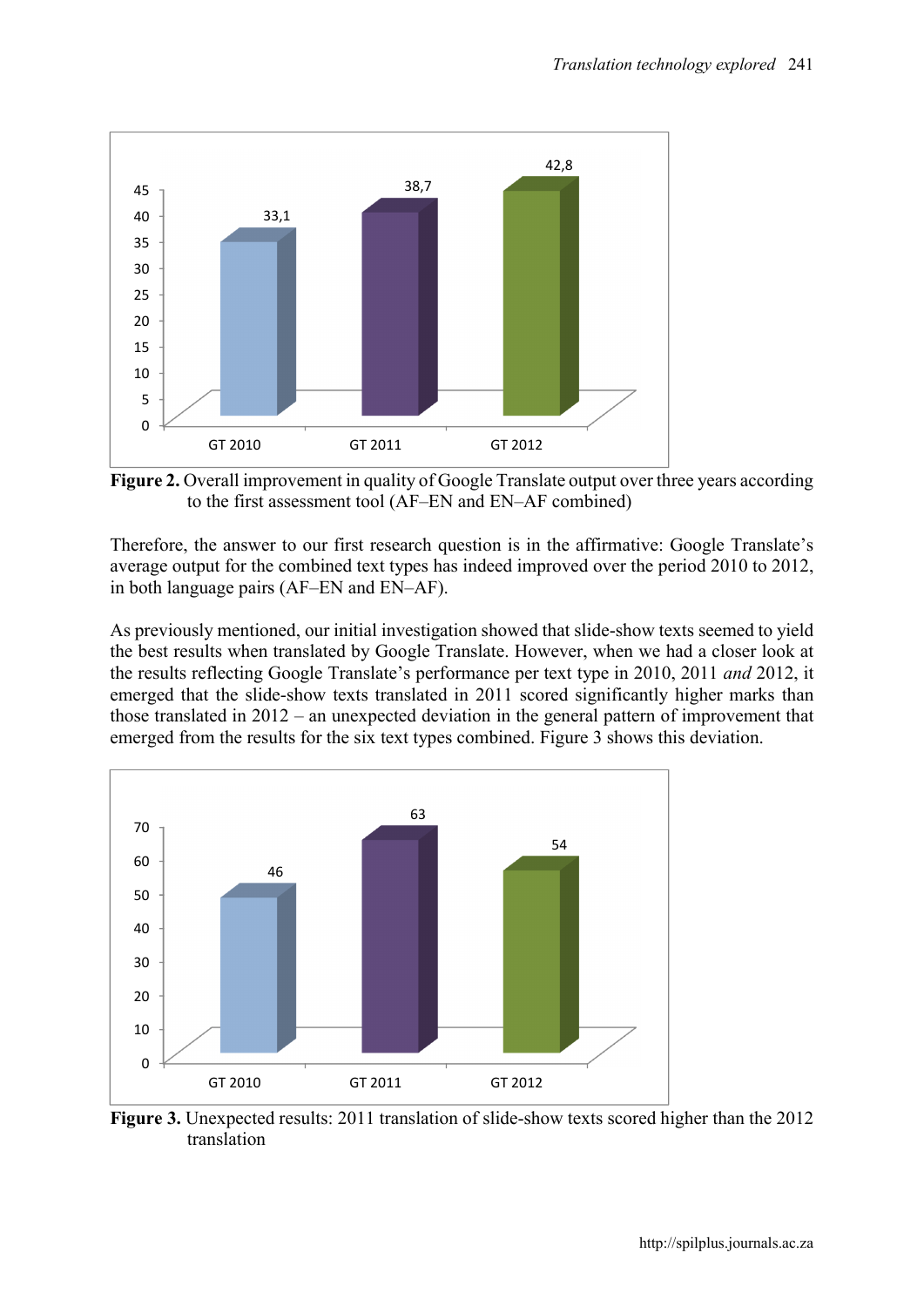**Figure 2.** Overall improvement in quality of Google Translate output over three years according to the first assessment tool (AF–EN and EN–AF combined)

Therefore, the answer to our first research question is in the affirmative: Google Translate's average output for the combined text types has indeed improved over the period 2010 to 2012, in both language pairs (AF–EN and EN–AF).

As previously mentioned, our initial investigation showed that slide-show texts seemed to yield the best results when translated by Google Translate. However, when we had a closer look at the results reflecting Google Translate's performance per text type in 2010, 2011 *and* 2012, it emerged that the slide-show texts translated in 2011 scored significantly higher marks than those translated in 2012 – an unexpected deviation in the general pattern of improvement that emerged from the results for the six text types combined. Figure 3 shows this deviation.

**Figure 3.** Unexpected results: 2011 translation of slide-show texts scored higher than the 2012 translation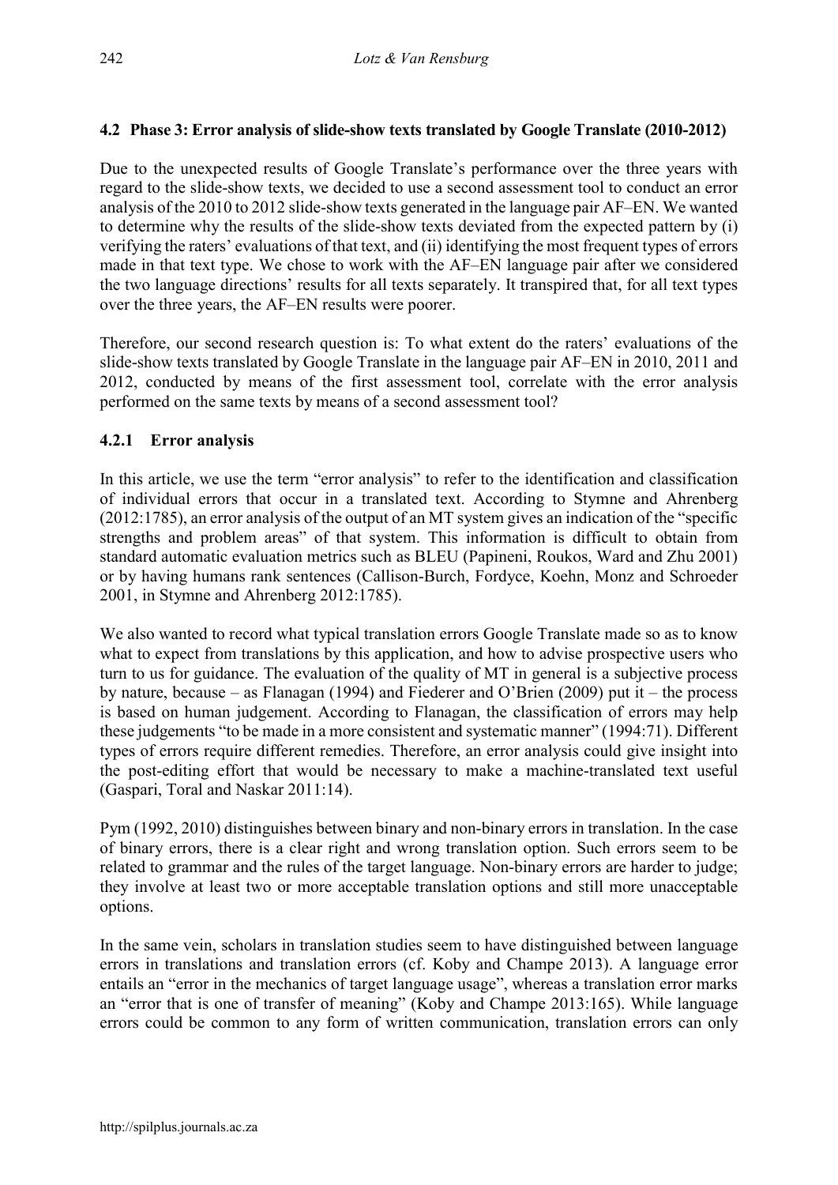## 4.2 Phase 3: Error analysis of slide-show texts translated by Google Translate (2010-2012)

Due to the unexpected results of Google Translate's performance over the three years with regard to the slide-show texts, we decided to use a second assessment tool to conduct an error analysis of the 2010 to 2012 slide-show texts generated in the language pair AF–EN. We wanted to determine why the results of the slide-show texts deviated from the expected pattern by (i) verifying the raters' evaluations of that text, and (ii) identifying the most frequent types of errors made in that text type. We chose to work with the AF–EN language pair after we considered the two language directions' results for all texts separately. It transpired that, for all text types over the three years, the AF–EN results were poorer.

Therefore, our second research question is: To what extent do the raters' evaluations of the slide-show texts translated by Google Translate in the language pair AF–EN in 2010, 2011 and 2012, conducted by means of the first assessment tool, correlate with the error analysis performed on the same texts by means of a second assessment tool?

### 4.2.1 Error analysis

In this article, we use the term "error analysis" to refer to the identification and classification of individual errors that occur in a translated text. According to Stymne and Ahrenberg (2012:1785), an error analysis of the output of an MT system gives an indication of the "specific strengths and problem areas" of that system. This information is difficult to obtain from standard automatic evaluation metrics such as BLEU (Papineni, Roukos, Ward and Zhu 2001) or by having humans rank sentences (Callison-Burch, Fordyce, Koehn, Monz and Schroeder 2001, in Stymne and Ahrenberg 2012:1785).

We also wanted to record what typical translation errors Google Translate made so as to know what to expect from translations by this application, and how to advise prospective users who turn to us for guidance. The evaluation of the quality of MT in general is a subjective process by nature, because – as Flanagan (1994) and Fiederer and O'Brien (2009) put it – the process is based on human judgement. According to Flanagan, the classification of errors may help these judgements "to be made in a more consistent and systematic manner" (1994:71). Different types of errors require different remedies. Therefore, an error analysis could give insight into the post-editing effort that would be necessary to make a machine-translated text useful (Gaspari, Toral and Naskar 2011:14).

Pym (1992, 2010) distinguishes between binary and non-binary errors in translation. In the case of binary errors, there is a clear right and wrong translation option. Such errors seem to be related to grammar and the rules of the target language. Non-binary errors are harder to judge; they involve at least two or more acceptable translation options and still more unacceptable options.

In the same vein, scholars in translation studies seem to have distinguished between language errors in translations and translation errors (cf. Koby and Champe 2013). A language error entails an "error in the mechanics of target language usage", whereas a translation error marks an "error that is one of transfer of meaning" (Koby and Champe 2013:165). While language errors could be common to any form of written communication, translation errors can only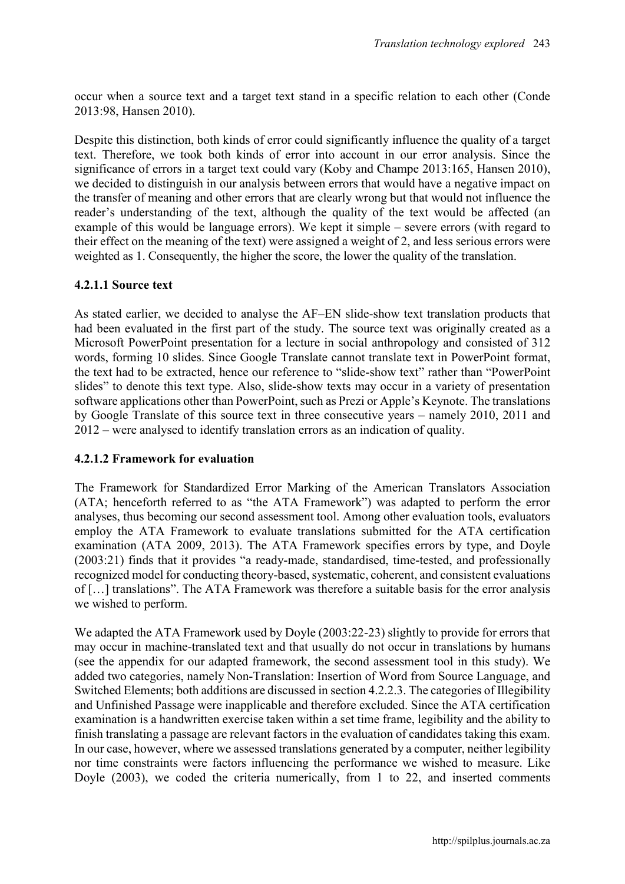occur when a source text and a target text stand in a specific relation to each other (Conde 2013:98, Hansen 2010).

Despite this distinction, both kinds of error could significantly influence the quality of a target text. Therefore, we took both kinds of error into account in our error analysis. Since the significance of errors in a target text could vary (Koby and Champe 2013:165, Hansen 2010), we decided to distinguish in our analysis between errors that would have a negative impact on the transfer of meaning and other errors that are clearly wrong but that would not influence the reader's understanding of the text, although the quality of the text would be affected (an example of this would be language errors). We kept it simple – severe errors (with regard to their effect on the meaning of the text) were assigned a weight of 2, and less serious errors were weighted as 1. Consequently, the higher the score, the lower the quality of the translation.

#### 4.2.1.1 Source text

As stated earlier, we decided to analyse the AF–EN slide-show text translation products that had been evaluated in the first part of the study. The source text was originally created as a Microsoft PowerPoint presentation for a lecture in social anthropology and consisted of 312 words, forming 10 slides. Since Google Translate cannot translate text in PowerPoint format, the text had to be extracted, hence our reference to "slide-show text" rather than "PowerPoint slides" to denote this text type. Also, slide-show texts may occur in a variety of presentation software applications other than PowerPoint, such as Prezi or Apple's Keynote. The translations by Google Translate of this source text in three consecutive years – namely 2010, 2011 and 2012 – were analysed to identify translation errors as an indication of quality.

#### 4.2.1.2 Framework for evaluation

The Framework for Standardized Error Marking of the American Translators Association (ATA; henceforth referred to as "the ATA Framework") was adapted to perform the error analyses, thus becoming our second assessment tool. Among other evaluation tools, evaluators employ the ATA Framework to evaluate translations submitted for the ATA certification examination (ATA 2009, 2013). The ATA Framework specifies errors by type, and Doyle (2003:21) finds that it provides "a ready-made, standardised, time-tested, and professionally recognized model for conducting theory-based, systematic, coherent, and consistent evaluations of […] translations". The ATA Framework was therefore a suitable basis for the error analysis we wished to perform.

We adapted the ATA Framework used by Doyle (2003:22-23) slightly to provide for errors that may occur in machine-translated text and that usually do not occur in translations by humans (see the appendix for our adapted framework, the second assessment tool in this study). We added two categories, namely Non-Translation: Insertion of Word from Source Language, and Switched Elements; both additions are discussed in section 4.2.2.3. The categories of Illegibility and Unfinished Passage were inapplicable and therefore excluded. Since the ATA certification examination is a handwritten exercise taken within a set time frame, legibility and the ability to finish translating a passage are relevant factors in the evaluation of candidates taking this exam. In our case, however, where we assessed translations generated by a computer, neither legibility nor time constraints were factors influencing the performance we wished to measure. Like Doyle (2003), we coded the criteria numerically, from 1 to 22, and inserted comments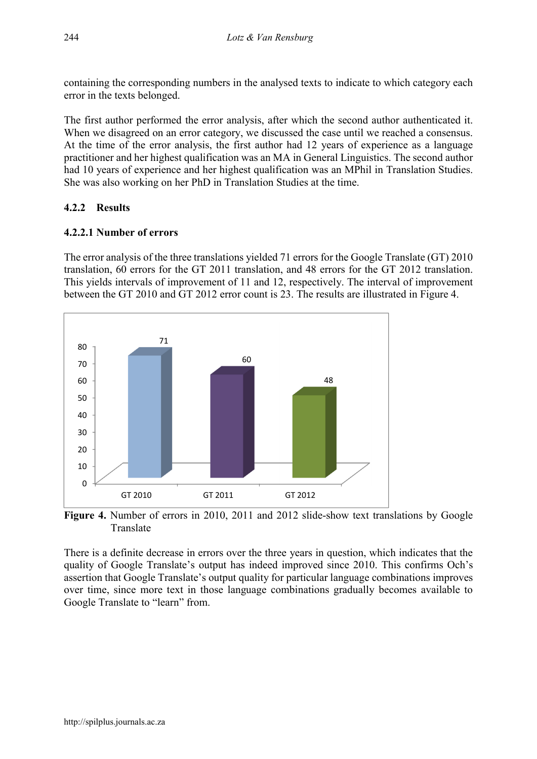containing the corresponding numbers in the analysed texts to indicate to which category each error in the texts belonged.

The first author performed the error analysis, after which the second author authenticated it. When we disagreed on an error category, we discussed the case until we reached a consensus. At the time of the error analysis, the first author had 12 years of experience as a language practitioner and her highest qualification was an MA in General Linguistics. The second author had 10 years of experience and her highest qualification was an MPhil in Translation Studies. She was also working on her PhD in Translation Studies at the time.

### 4.2.2 Results

#### 4.2.2.1 Number of errors

The error analysis of the three translations yielded 71 errors for the Google Translate (GT) 2010 translation, 60 errors for the GT 2011 translation, and 48 errors for the GT 2012 translation. This yields intervals of improvement of 11 and 12, respectively. The interval of improvement between the GT 2010 and GT 2012 error count is 23. The results are illustrated in Figure 4.

**Figure 4.** Number of errors in 2010, 2011 and 2012 slide-show text translations by Google Translate

There is a definite decrease in errors over the three years in question, which indicates that the quality of Google Translate's output has indeed improved since 2010. This confirms Och's assertion that Google Translate's output quality for particular language combinations improves over time, since more text in those language combinations gradually becomes available to Google Translate to "learn" from.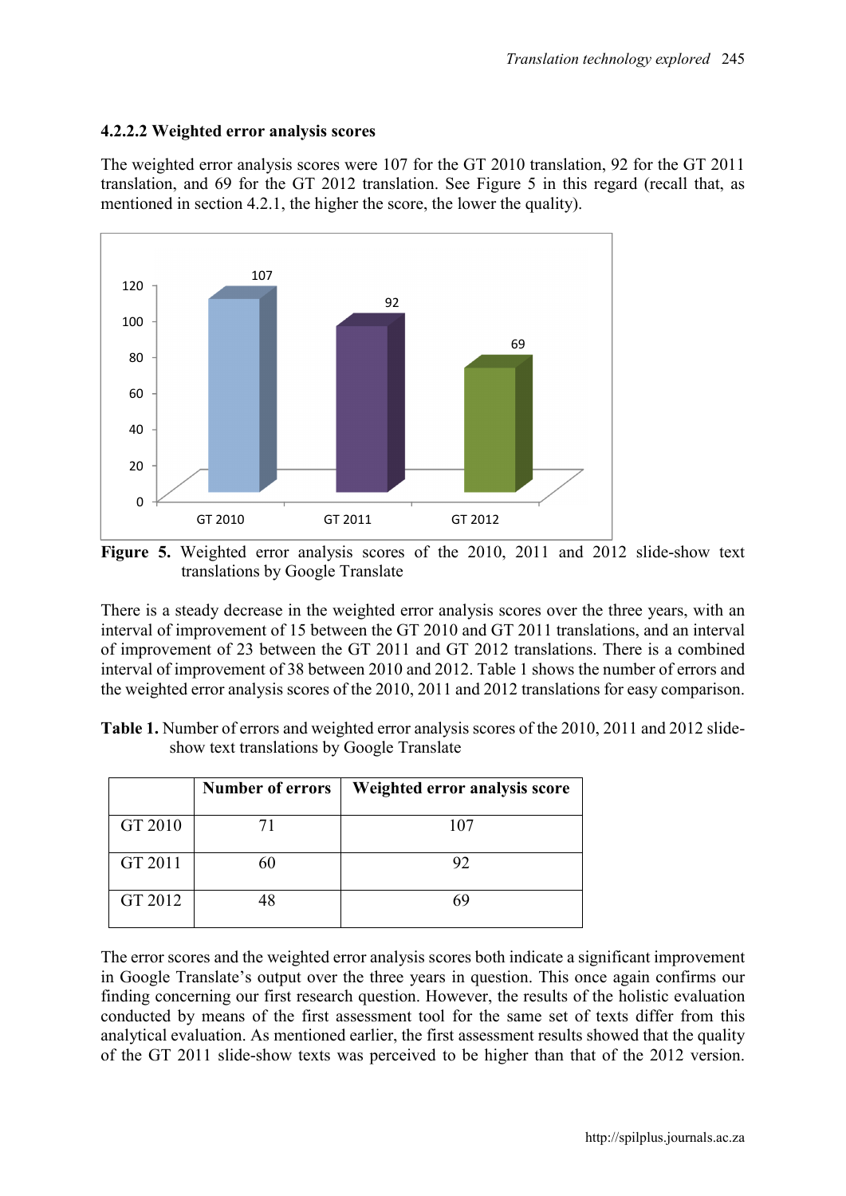#### 4.2.2.2 Weighted error analysis scores

The weighted error analysis scores were 107 for the GT 2010 translation, 92 for the GT 2011 translation, and 69 for the GT 2012 translation. See Figure 5 in this regard (recall that, as mentioned in section 4.2.1, the higher the score, the lower the quality).

**Figure 5.** Weighted error analysis scores of the 2010, 2011 and 2012 slide-show text translations by Google Translate

There is a steady decrease in the weighted error analysis scores over the three years, with an interval of improvement of 15 between the GT 2010 and GT 2011 translations, and an interval of improvement of 23 between the GT 2011 and GT 2012 translations. There is a combined interval of improvement of 38 between 2010 and 2012. Table 1 shows the number of errors and the weighted error analysis scores of the 2010, 2011 and 2012 translations for easy comparison.

**Table 1.** Number of errors and weighted error analysis scores of the 2010, 2011 and 2012 slide-show text translations by Google Translate

| | Number of errors | Weighted error analysis score |
|---|---|---|
| GT 2010 | 71 | 107 |
| GT 2011 | 60 | 92 |
| GT 2012 | 48 | 69 |

The error scores and the weighted error analysis scores both indicate a significant improvement in Google Translate's output over the three years in question. This once again confirms our finding concerning our first research question. However, the results of the holistic evaluation conducted by means of the first assessment tool for the same set of texts differ from this analytical evaluation. As mentioned earlier, the first assessment results showed that the quality of the GT 2011 slide-show texts was perceived to be higher than that of the 2012 version.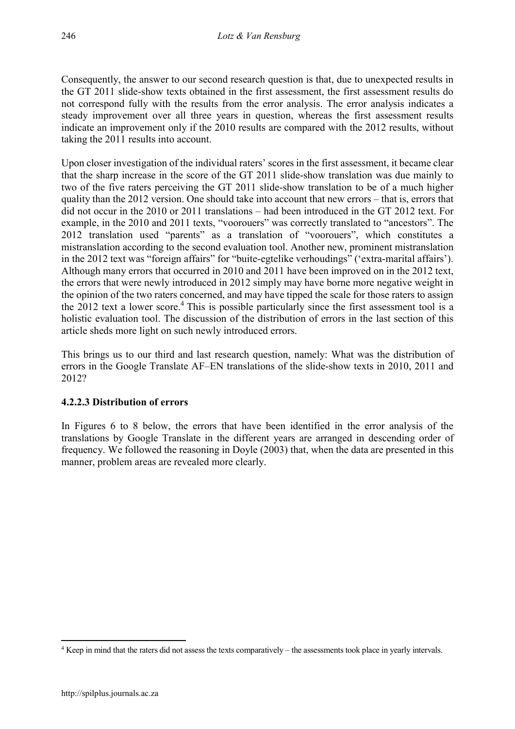Consequently, the answer to our second research question is that, due to unexpected results in the GT 2011 slide-show texts obtained in the first assessment, the first assessment results do not correspond fully with the results from the error analysis. The error analysis indicates a steady improvement over all three years in question, whereas the first assessment results indicate an improvement only if the 2010 results are compared with the 2012 results, without taking the 2011 results into account.

Upon closer investigation of the individual raters' scores in the first assessment, it became clear that the sharp increase in the score of the GT 2011 slide-show translation was due mainly to two of the five raters perceiving the GT 2011 slide-show translation to be of a much higher quality than the 2012 version. One should take into account that new errors – that is, errors that did not occur in the 2010 or 2011 translations – had been introduced in the GT 2012 text. For example, in the 2010 and 2011 texts, "voorouers" was correctly translated to "ancestors". The 2012 translation used "parents" as a translation of "voorouers", which constitutes a mistranslation according to the second evaluation tool. Another new, prominent mistranslation in the 2012 text was "foreign affairs" for "buite-egtelike verhoudings" ('extra-marital affairs'). Although many errors that occurred in 2010 and 2011 have been improved on in the 2012 text, the errors that were newly introduced in 2012 simply may have borne more negative weight in the opinion of the two raters concerned, and may have tipped the scale for those raters to assign the 2012 text a lower score.[4] This is possible particularly since the first assessment tool is a holistic evaluation tool. The discussion of the distribution of errors in the last section of this article sheds more light on such newly introduced errors.

This brings us to our third and last research question, namely: What was the distribution of errors in the Google Translate AF–EN translations of the slide-show texts in 2010, 2011 and 2012?

#### 4.2.2.3 Distribution of errors

In Figures 6 to 8 below, the errors that have been identified in the error analysis of the translations by Google Translate in the different years are arranged in descending order of frequency. We followed the reasoning in Doyle (2003) that, when the data are presented in this manner, problem areas are revealed more clearly.

[4] Keep in mind that the raters did not assess the texts comparatively – the assessments took place in yearly intervals.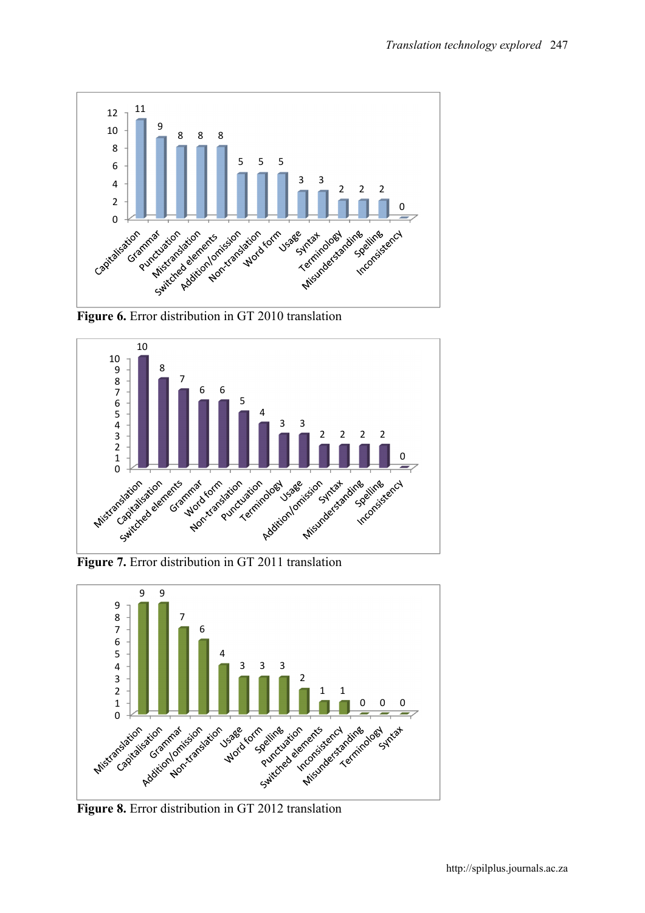| Error type | Count |
|---|---|
| Capitalisation | 11 |
| Grammar | 9 |
| Punctuation | 8 |
| Mistranslation | 8 |
| Switched elements | 8 |
| Addition/omission | 5 |
| Non-translation | 5 |
| Word form | 5 |
| Usage | 3 |
| Syntax | 3 |
| Terminology | 2 |
| Misunderstanding | 2 |
| Spelling | 2 |
| Inconsistency | 0 |

**Figure 6.** Error distribution in GT 2010 translation

| Error type | Count |
|---|---|
| Mistranslation | 10 |
| Capitalisation | 8 |
| Switched elements | 7 |
| Grammar | 6 |
| Word form | 6 |
| Non-translation | 5 |
| Punctuation | 4 |
| Terminology | 3 |
| Usage | 3 |
| Addition/omission | 2 |
| Syntax | 2 |
| Misunderstanding | 2 |
| Spelling | 2 |
| Inconsistency | 0 |

**Figure 7.** Error distribution in GT 2011 translation

| Error type | Count |
|---|---|
| Mistranslation | 9 |
| Capitalisation | 9 |
| Grammar | 7 |
| Addition/omission | 6 |
| Non-translation | 4 |
| Usage | 3 |
| Word form | 3 |
| Spelling | 3 |
| Punctuation | 2 |
| Switched elements | 1 |
| Inconsistency | 1 |
| Misunderstanding | 0 |
| Terminology | 0 |
| Syntax | 0 |

**Figure 8.** Error distribution in GT 2012 translation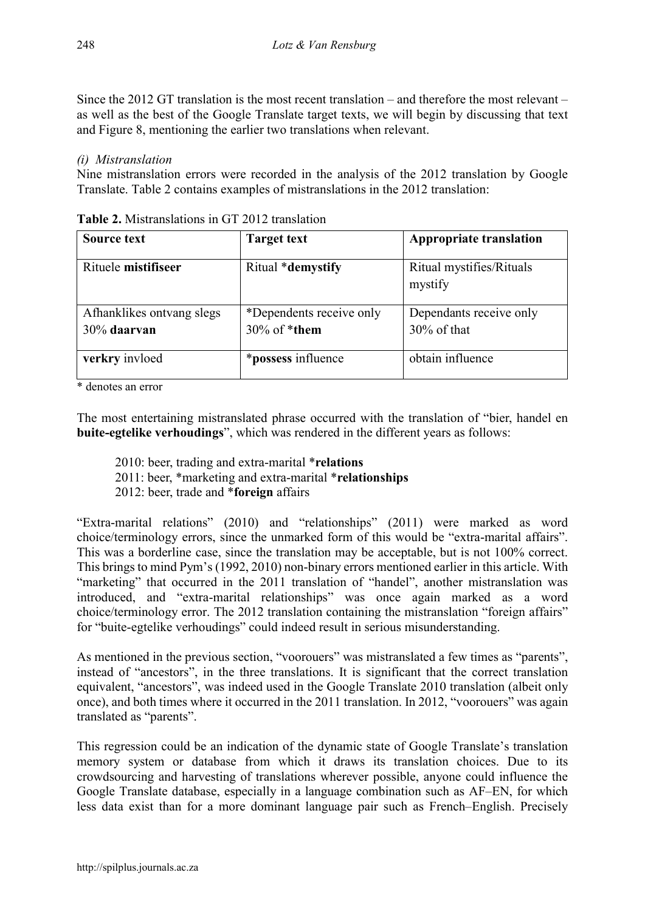Since the 2012 GT translation is the most recent translation – and therefore the most relevant – as well as the best of the Google Translate target texts, we will begin by discussing that text and Figure 8, mentioning the earlier two translations when relevant.

*(i) Mistranslation*

Nine mistranslation errors were recorded in the analysis of the 2012 translation by Google Translate. Table 2 contains examples of mistranslations in the 2012 translation:

**Table 2.** Mistranslations in GT 2012 translation

| **Source text** | **Target text** | **Appropriate translation** |
|---|---|---|
| Rituele **mistifiseer** | Ritual ***demystify** | Ritual mystifies/Rituals mystify |
| Afhanklikes ontvang slegs 30% **daarvan** | *Dependents receive only 30% of ***them** | Dependants receive only 30% of that |
| **verkry** invloed | ***possess** influence | obtain influence |

\* denotes an error

The most entertaining mistranslated phrase occurred with the translation of "bier, handel en **buite-egtelike verhoudings**", which was rendered in the different years as follows:

> 2010: beer, trading and extra-marital ***relations**
> 2011: beer, *marketing and extra-marital ***relationships**
> 2012: beer, trade and ***foreign** affairs

"Extra-marital relations" (2010) and "relationships" (2011) were marked as word choice/terminology errors, since the unmarked form of this would be "extra-marital affairs". This was a borderline case, since the translation may be acceptable, but is not 100% correct. This brings to mind Pym's (1992, 2010) non-binary errors mentioned earlier in this article. With "marketing" that occurred in the 2011 translation of "handel", another mistranslation was introduced, and "extra-marital relationships" was once again marked as a word choice/terminology error. The 2012 translation containing the mistranslation "foreign affairs" for "buite-egtelike verhoudings" could indeed result in serious misunderstanding.

As mentioned in the previous section, "voorouers" was mistranslated a few times as "parents", instead of "ancestors", in the three translations. It is significant that the correct translation equivalent, "ancestors", was indeed used in the Google Translate 2010 translation (albeit only once), and both times where it occurred in the 2011 translation. In 2012, "voorouers" was again translated as "parents".

This regression could be an indication of the dynamic state of Google Translate's translation memory system or database from which it draws its translation choices. Due to its crowdsourcing and harvesting of translations wherever possible, anyone could influence the Google Translate database, especially in a language combination such as AF–EN, for which less data exist than for a more dominant language pair such as French–English. Precisely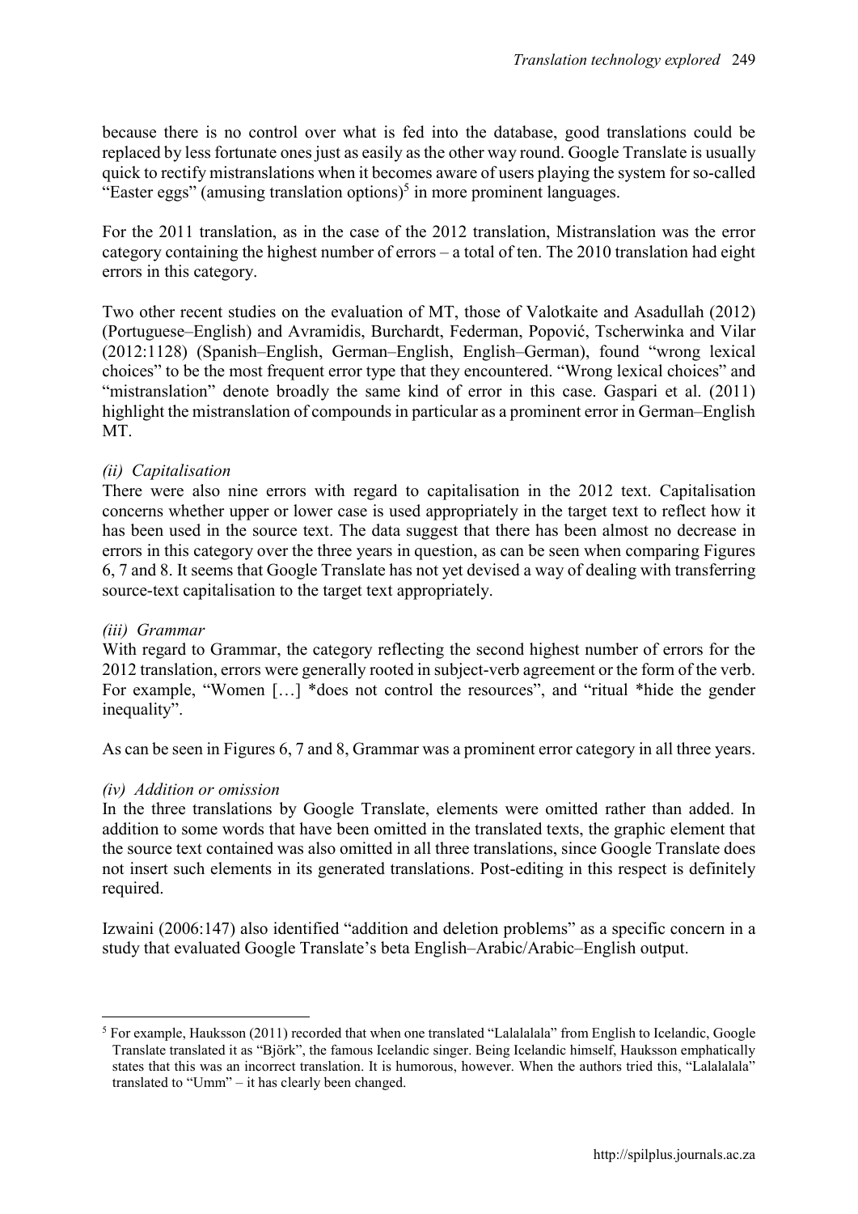because there is no control over what is fed into the database, good translations could be replaced by less fortunate ones just as easily as the other way round. Google Translate is usually quick to rectify mistranslations when it becomes aware of users playing the system for so-called "Easter eggs" (amusing translation options)[5] in more prominent languages.

For the 2011 translation, as in the case of the 2012 translation, Mistranslation was the error category containing the highest number of errors – a total of ten. The 2010 translation had eight errors in this category.

Two other recent studies on the evaluation of MT, those of Valotkaite and Asadullah (2012) (Portuguese–English) and Avramidis, Burchardt, Federman, Popović, Tscherwinka and Vilar (2012:1128) (Spanish–English, German–English, English–German), found "wrong lexical choices" to be the most frequent error type that they encountered. "Wrong lexical choices" and "mistranslation" denote broadly the same kind of error in this case. Gaspari et al. (2011) highlight the mistranslation of compounds in particular as a prominent error in German–English MT.

*(ii) Capitalisation*

There were also nine errors with regard to capitalisation in the 2012 text. Capitalisation concerns whether upper or lower case is used appropriately in the target text to reflect how it has been used in the source text. The data suggest that there has been almost no decrease in errors in this category over the three years in question, as can be seen when comparing Figures 6, 7 and 8. It seems that Google Translate has not yet devised a way of dealing with transferring source-text capitalisation to the target text appropriately.

*(iii) Grammar*

With regard to Grammar, the category reflecting the second highest number of errors for the 2012 translation, errors were generally rooted in subject-verb agreement or the form of the verb. For example, "Women […] *does not control the resources", and "ritual *hide the gender inequality".

As can be seen in Figures 6, 7 and 8, Grammar was a prominent error category in all three years.

*(iv) Addition or omission*

In the three translations by Google Translate, elements were omitted rather than added. In addition to some words that have been omitted in the translated texts, the graphic element that the source text contained was also omitted in all three translations, since Google Translate does not insert such elements in its generated translations. Post-editing in this respect is definitely required.

Izwaini (2006:147) also identified "addition and deletion problems" as a specific concern in a study that evaluated Google Translate's beta English–Arabic/Arabic–English output.

---

[5] For example, Hauksson (2011) recorded that when one translated "Lalalalala" from English to Icelandic, Google Translate translated it as "Björk", the famous Icelandic singer. Being Icelandic himself, Hauksson emphatically states that this was an incorrect translation. It is humorous, however. When the authors tried this, "Lalalalala" translated to "Umm" – it has clearly been changed.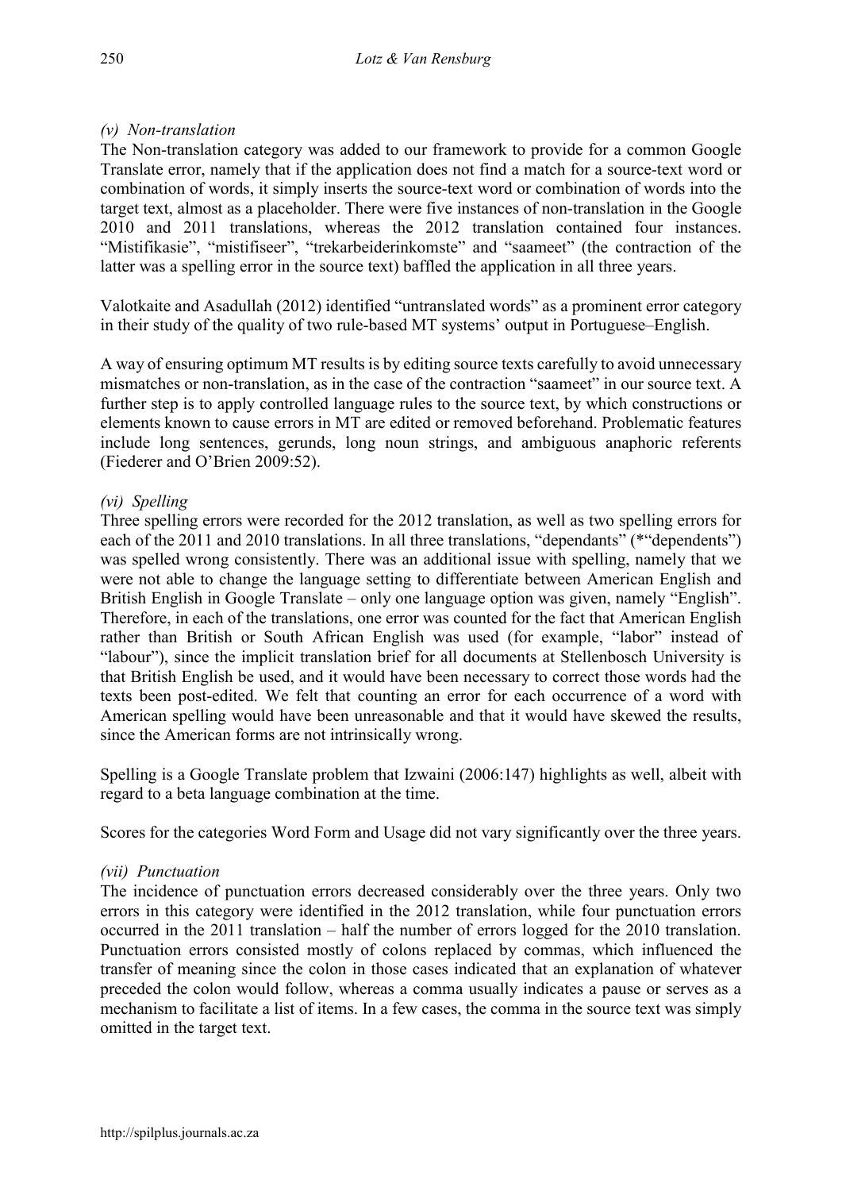*(v) Non-translation*

The Non-translation category was added to our framework to provide for a common Google Translate error, namely that if the application does not find a match for a source-text word or combination of words, it simply inserts the source-text word or combination of words into the target text, almost as a placeholder. There were five instances of non-translation in the Google 2010 and 2011 translations, whereas the 2012 translation contained four instances. "Mistifikasie", "mistifiseer", "trekarbeiderinkomste" and "saameet" (the contraction of the latter was a spelling error in the source text) baffled the application in all three years.

Valotkaite and Asadullah (2012) identified "untranslated words" as a prominent error category in their study of the quality of two rule-based MT systems' output in Portuguese–English.

A way of ensuring optimum MT results is by editing source texts carefully to avoid unnecessary mismatches or non-translation, as in the case of the contraction "saameet" in our source text. A further step is to apply controlled language rules to the source text, by which constructions or elements known to cause errors in MT are edited or removed beforehand. Problematic features include long sentences, gerunds, long noun strings, and ambiguous anaphoric referents (Fiederer and O'Brien 2009:52).

*(vi) Spelling*

Three spelling errors were recorded for the 2012 translation, as well as two spelling errors for each of the 2011 and 2010 translations. In all three translations, "dependants" (*"dependents") was spelled wrong consistently. There was an additional issue with spelling, namely that we were not able to change the language setting to differentiate between American English and British English in Google Translate – only one language option was given, namely "English". Therefore, in each of the translations, one error was counted for the fact that American English rather than British or South African English was used (for example, "labor" instead of "labour"), since the implicit translation brief for all documents at Stellenbosch University is that British English be used, and it would have been necessary to correct those words had the texts been post-edited. We felt that counting an error for each occurrence of a word with American spelling would have been unreasonable and that it would have skewed the results, since the American forms are not intrinsically wrong.

Spelling is a Google Translate problem that Izwaini (2006:147) highlights as well, albeit with regard to a beta language combination at the time.

Scores for the categories Word Form and Usage did not vary significantly over the three years.

*(vii) Punctuation*

The incidence of punctuation errors decreased considerably over the three years. Only two errors in this category were identified in the 2012 translation, while four punctuation errors occurred in the 2011 translation – half the number of errors logged for the 2010 translation. Punctuation errors consisted mostly of colons replaced by commas, which influenced the transfer of meaning since the colon in those cases indicated that an explanation of whatever preceded the colon would follow, whereas a comma usually indicates a pause or serves as a mechanism to facilitate a list of items. In a few cases, the comma in the source text was simply omitted in the target text.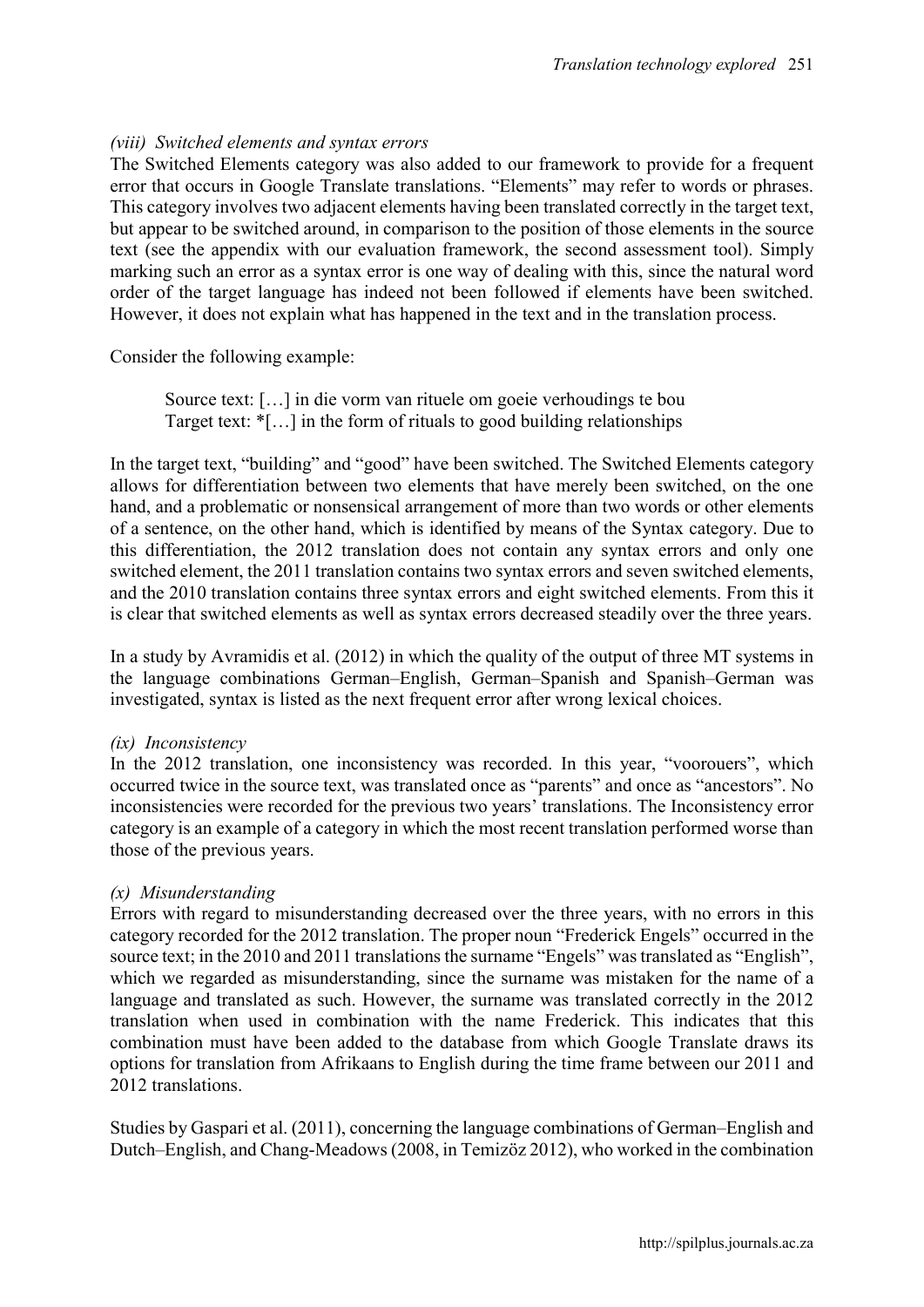*(viii) Switched elements and syntax errors*

The Switched Elements category was also added to our framework to provide for a frequent error that occurs in Google Translate translations. "Elements" may refer to words or phrases. This category involves two adjacent elements having been translated correctly in the target text, but appear to be switched around, in comparison to the position of those elements in the source text (see the appendix with our evaluation framework, the second assessment tool). Simply marking such an error as a syntax error is one way of dealing with this, since the natural word order of the target language has indeed not been followed if elements have been switched. However, it does not explain what has happened in the text and in the translation process.

Consider the following example:

> Source text: […] in die vorm van rituele om goeie verhoudings te bou
> Target text: *[…] in the form of rituals to good building relationships

In the target text, "building" and "good" have been switched. The Switched Elements category allows for differentiation between two elements that have merely been switched, on the one hand, and a problematic or nonsensical arrangement of more than two words or other elements of a sentence, on the other hand, which is identified by means of the Syntax category. Due to this differentiation, the 2012 translation does not contain any syntax errors and only one switched element, the 2011 translation contains two syntax errors and seven switched elements, and the 2010 translation contains three syntax errors and eight switched elements. From this it is clear that switched elements as well as syntax errors decreased steadily over the three years.

In a study by Avramidis et al. (2012) in which the quality of the output of three MT systems in the language combinations German–English, German–Spanish and Spanish–German was investigated, syntax is listed as the next frequent error after wrong lexical choices.

*(ix) Inconsistency*

In the 2012 translation, one inconsistency was recorded. In this year, "voorouers", which occurred twice in the source text, was translated once as "parents" and once as "ancestors". No inconsistencies were recorded for the previous two years' translations. The Inconsistency error category is an example of a category in which the most recent translation performed worse than those of the previous years.

*(x) Misunderstanding*

Errors with regard to misunderstanding decreased over the three years, with no errors in this category recorded for the 2012 translation. The proper noun "Frederick Engels" occurred in the source text; in the 2010 and 2011 translations the surname "Engels" was translated as "English", which we regarded as misunderstanding, since the surname was mistaken for the name of a language and translated as such. However, the surname was translated correctly in the 2012 translation when used in combination with the name Frederick. This indicates that this combination must have been added to the database from which Google Translate draws its options for translation from Afrikaans to English during the time frame between our 2011 and 2012 translations.

Studies by Gaspari et al. (2011), concerning the language combinations of German–English and Dutch–English, and Chang-Meadows (2008, in Temizöz 2012), who worked in the combination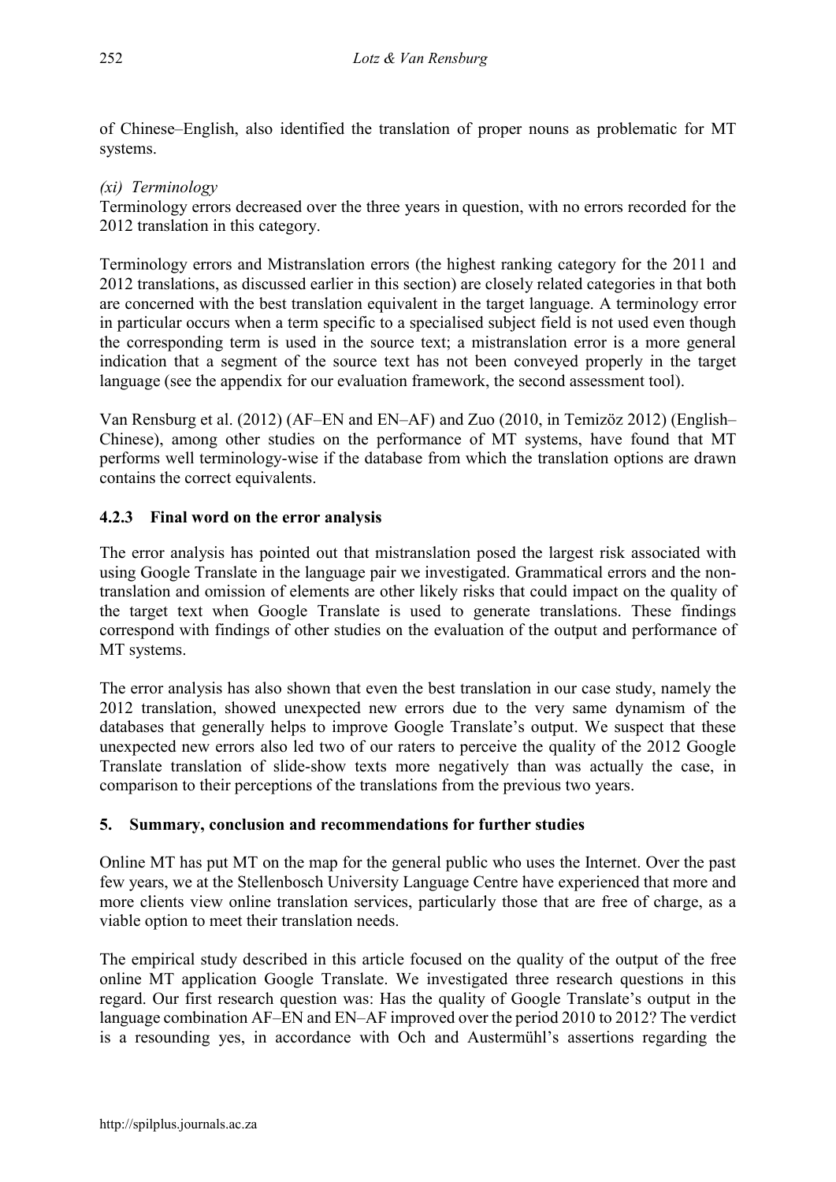of Chinese–English, also identified the translation of proper nouns as problematic for MT systems.

*(xi) Terminology*

Terminology errors decreased over the three years in question, with no errors recorded for the 2012 translation in this category.

Terminology errors and Mistranslation errors (the highest ranking category for the 2011 and 2012 translations, as discussed earlier in this section) are closely related categories in that both are concerned with the best translation equivalent in the target language. A terminology error in particular occurs when a term specific to a specialised subject field is not used even though the corresponding term is used in the source text; a mistranslation error is a more general indication that a segment of the source text has not been conveyed properly in the target language (see the appendix for our evaluation framework, the second assessment tool).

Van Rensburg et al. (2012) (AF–EN and EN–AF) and Zuo (2010, in Temizöz 2012) (English–Chinese), among other studies on the performance of MT systems, have found that MT performs well terminology-wise if the database from which the translation options are drawn contains the correct equivalents.

### 4.2.3 Final word on the error analysis

The error analysis has pointed out that mistranslation posed the largest risk associated with using Google Translate in the language pair we investigated. Grammatical errors and the non-translation and omission of elements are other likely risks that could impact on the quality of the target text when Google Translate is used to generate translations. These findings correspond with findings of other studies on the evaluation of the output and performance of MT systems.

The error analysis has also shown that even the best translation in our case study, namely the 2012 translation, showed unexpected new errors due to the very same dynamism of the databases that generally helps to improve Google Translate's output. We suspect that these unexpected new errors also led two of our raters to perceive the quality of the 2012 Google Translate translation of slide-show texts more negatively than was actually the case, in comparison to their perceptions of the translations from the previous two years.

## 5. Summary, conclusion and recommendations for further studies

Online MT has put MT on the map for the general public who uses the Internet. Over the past few years, we at the Stellenbosch University Language Centre have experienced that more and more clients view online translation services, particularly those that are free of charge, as a viable option to meet their translation needs.

The empirical study described in this article focused on the quality of the output of the free online MT application Google Translate. We investigated three research questions in this regard. Our first research question was: Has the quality of Google Translate's output in the language combination AF–EN and EN–AF improved over the period 2010 to 2012? The verdict is a resounding yes, in accordance with Och and Austermühl's assertions regarding the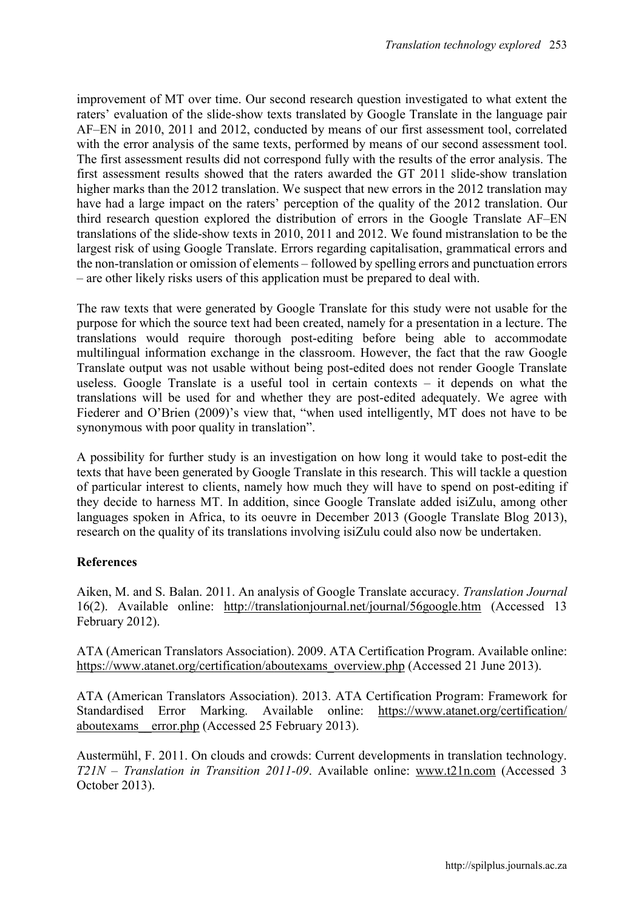improvement of MT over time. Our second research question investigated to what extent the raters' evaluation of the slide-show texts translated by Google Translate in the language pair AF–EN in 2010, 2011 and 2012, conducted by means of our first assessment tool, correlated with the error analysis of the same texts, performed by means of our second assessment tool. The first assessment results did not correspond fully with the results of the error analysis. The first assessment results showed that the raters awarded the GT 2011 slide-show translation higher marks than the 2012 translation. We suspect that new errors in the 2012 translation may have had a large impact on the raters' perception of the quality of the 2012 translation. Our third research question explored the distribution of errors in the Google Translate AF–EN translations of the slide-show texts in 2010, 2011 and 2012. We found mistranslation to be the largest risk of using Google Translate. Errors regarding capitalisation, grammatical errors and the non-translation or omission of elements – followed by spelling errors and punctuation errors – are other likely risks users of this application must be prepared to deal with.

The raw texts that were generated by Google Translate for this study were not usable for the purpose for which the source text had been created, namely for a presentation in a lecture. The translations would require thorough post-editing before being able to accommodate multilingual information exchange in the classroom. However, the fact that the raw Google Translate output was not usable without being post-edited does not render Google Translate useless. Google Translate is a useful tool in certain contexts – it depends on what the translations will be used for and whether they are post-edited adequately. We agree with Fiederer and O'Brien (2009)'s view that, "when used intelligently, MT does not have to be synonymous with poor quality in translation".

A possibility for further study is an investigation on how long it would take to post-edit the texts that have been generated by Google Translate in this research. This will tackle a question of particular interest to clients, namely how much they will have to spend on post-editing if they decide to harness MT. In addition, since Google Translate added isiZulu, among other languages spoken in Africa, to its oeuvre in December 2013 (Google Translate Blog 2013), research on the quality of its translations involving isiZulu could also now be undertaken.

**References**

Aiken, M. and S. Balan. 2011. An analysis of Google Translate accuracy. *Translation Journal* 16(2). Available online: http://translationjournal.net/journal/56google.htm (Accessed 13 February 2012).

ATA (American Translators Association). 2009. ATA Certification Program. Available online: https://www.atanet.org/certification/aboutexams_overview.php (Accessed 21 June 2013).

ATA (American Translators Association). 2013. ATA Certification Program: Framework for Standardised Error Marking. Available online: https://www.atanet.org/certification/aboutexams__error.php (Accessed 25 February 2013).

Austermühl, F. 2011. On clouds and crowds: Current developments in translation technology. *T21N – Translation in Transition 2011-09*. Available online: www.t21n.com (Accessed 3 October 2013).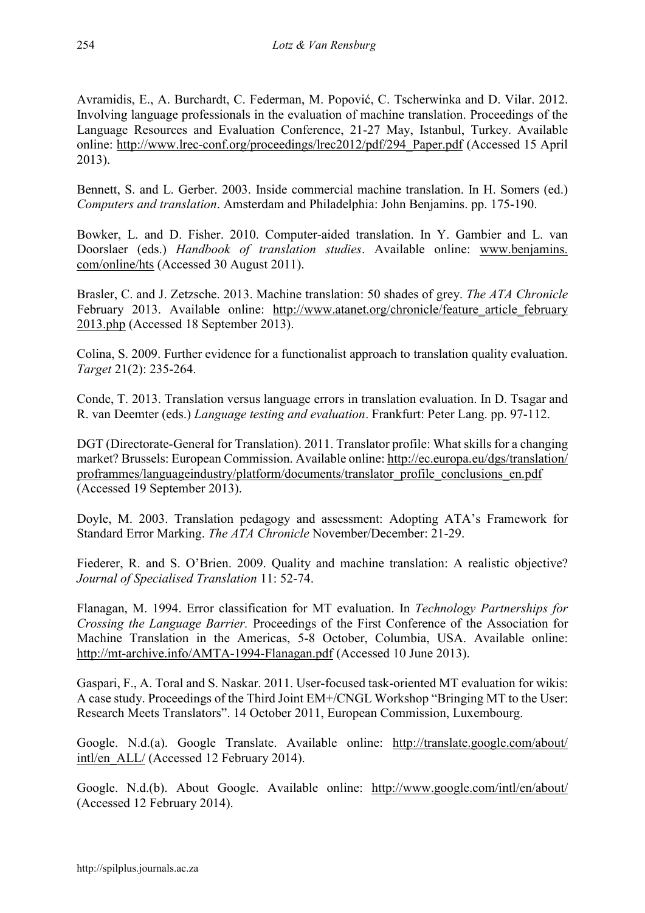Avramidis, E., A. Burchardt, C. Federman, M. Popović, C. Tscherwinka and D. Vilar. 2012. Involving language professionals in the evaluation of machine translation. Proceedings of the Language Resources and Evaluation Conference, 21-27 May, Istanbul, Turkey. Available online: http://www.lrec-conf.org/proceedings/lrec2012/pdf/294_Paper.pdf (Accessed 15 April 2013).

Bennett, S. and L. Gerber. 2003. Inside commercial machine translation. In H. Somers (ed.) *Computers and translation*. Amsterdam and Philadelphia: John Benjamins. pp. 175-190.

Bowker, L. and D. Fisher. 2010. Computer-aided translation. In Y. Gambier and L. van Doorslaer (eds.) *Handbook of translation studies*. Available online: www.benjamins.com/online/hts (Accessed 30 August 2011).

Brasler, C. and J. Zetzsche. 2013. Machine translation: 50 shades of grey. *The ATA Chronicle* February 2013. Available online: http://www.atanet.org/chronicle/feature_article_february2013.php (Accessed 18 September 2013).

Colina, S. 2009. Further evidence for a functionalist approach to translation quality evaluation. *Target* 21(2): 235-264.

Conde, T. 2013. Translation versus language errors in translation evaluation. In D. Tsagar and R. van Deemter (eds.) *Language testing and evaluation*. Frankfurt: Peter Lang. pp. 97-112.

DGT (Directorate-General for Translation). 2011. Translator profile: What skills for a changing market? Brussels: European Commission. Available online: http://ec.europa.eu/dgs/translation/proframmes/languageindustry/platform/documents/translator_profile_conclusions_en.pdf (Accessed 19 September 2013).

Doyle, M. 2003. Translation pedagogy and assessment: Adopting ATA's Framework for Standard Error Marking. *The ATA Chronicle* November/December: 21-29.

Fiederer, R. and S. O'Brien. 2009. Quality and machine translation: A realistic objective? *Journal of Specialised Translation* 11: 52-74.

Flanagan, M. 1994. Error classification for MT evaluation. In *Technology Partnerships for Crossing the Language Barrier.* Proceedings of the First Conference of the Association for Machine Translation in the Americas, 5-8 October, Columbia, USA. Available online: http://mt-archive.info/AMTA-1994-Flanagan.pdf (Accessed 10 June 2013).

Gaspari, F., A. Toral and S. Naskar. 2011. User-focused task-oriented MT evaluation for wikis: A case study. Proceedings of the Third Joint EM+/CNGL Workshop "Bringing MT to the User: Research Meets Translators". 14 October 2011, European Commission, Luxembourg.

Google. N.d.(a). Google Translate. Available online: http://translate.google.com/about/intl/en_ALL/ (Accessed 12 February 2014).

Google. N.d.(b). About Google. Available online: http://www.google.com/intl/en/about/ (Accessed 12 February 2014).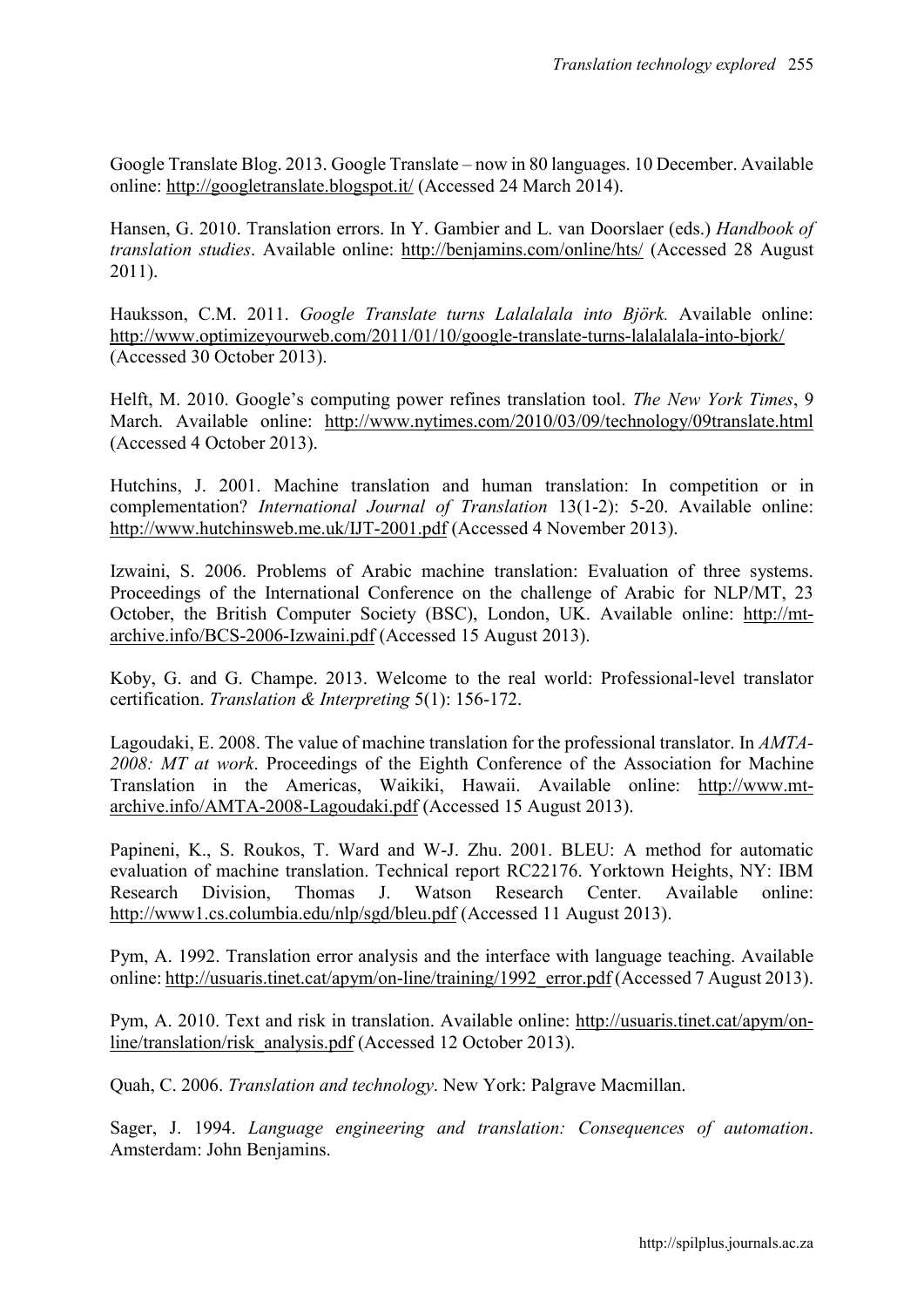Google Translate Blog. 2013. Google Translate – now in 80 languages. 10 December. Available online: http://googletranslate.blogspot.it/ (Accessed 24 March 2014).

Hansen, G. 2010. Translation errors. In Y. Gambier and L. van Doorslaer (eds.) *Handbook of translation studies*. Available online: http://benjamins.com/online/hts/ (Accessed 28 August 2011).

Hauksson, C.M. 2011. *Google Translate turns Lalalalala into Björk.* Available online: http://www.optimizeyourweb.com/2011/01/10/google-translate-turns-lalalalala-into-bjork/ (Accessed 30 October 2013).

Helft, M. 2010. Google's computing power refines translation tool. *The New York Times*, 9 March. Available online: http://www.nytimes.com/2010/03/09/technology/09translate.html (Accessed 4 October 2013).

Hutchins, J. 2001. Machine translation and human translation: In competition or in complementation? *International Journal of Translation* 13(1-2): 5-20. Available online: http://www.hutchinsweb.me.uk/IJT-2001.pdf (Accessed 4 November 2013).

Izwaini, S. 2006. Problems of Arabic machine translation: Evaluation of three systems. Proceedings of the International Conference on the challenge of Arabic for NLP/MT, 23 October, the British Computer Society (BSC), London, UK. Available online: http://mt-archive.info/BCS-2006-Izwaini.pdf (Accessed 15 August 2013).

Koby, G. and G. Champe. 2013. Welcome to the real world: Professional-level translator certification. *Translation & Interpreting* 5(1): 156-172.

Lagoudaki, E. 2008. The value of machine translation for the professional translator. In *AMTA-2008: MT at work*. Proceedings of the Eighth Conference of the Association for Machine Translation in the Americas, Waikiki, Hawaii. Available online: http://www.mt-archive.info/AMTA-2008-Lagoudaki.pdf (Accessed 15 August 2013).

Papineni, K., S. Roukos, T. Ward and W-J. Zhu. 2001. BLEU: A method for automatic evaluation of machine translation. Technical report RC22176. Yorktown Heights, NY: IBM Research Division, Thomas J. Watson Research Center. Available online: http://www1.cs.columbia.edu/nlp/sgd/bleu.pdf (Accessed 11 August 2013).

Pym, A. 1992. Translation error analysis and the interface with language teaching. Available online: http://usuaris.tinet.cat/apym/on-line/training/1992_error.pdf (Accessed 7 August 2013).

Pym, A. 2010. Text and risk in translation. Available online: http://usuaris.tinet.cat/apym/on-line/translation/risk_analysis.pdf (Accessed 12 October 2013).

Quah, C. 2006. *Translation and technology*. New York: Palgrave Macmillan.

Sager, J. 1994. *Language engineering and translation: Consequences of automation*. Amsterdam: John Benjamins.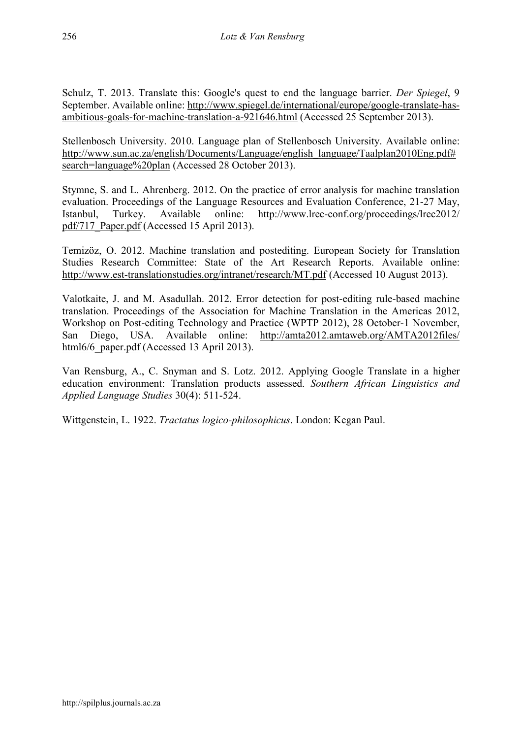Schulz, T. 2013. Translate this: Google's quest to end the language barrier. *Der Spiegel*, 9 September. Available online: http://www.spiegel.de/international/europe/google-translate-has-ambitious-goals-for-machine-translation-a-921646.html (Accessed 25 September 2013).

Stellenbosch University. 2010. Language plan of Stellenbosch University. Available online: http://www.sun.ac.za/english/Documents/Language/english_language/Taalplan2010Eng.pdf#search=language%20plan (Accessed 28 October 2013).

Stymne, S. and L. Ahrenberg. 2012. On the practice of error analysis for machine translation evaluation. Proceedings of the Language Resources and Evaluation Conference, 21-27 May, Istanbul, Turkey. Available online: http://www.lrec-conf.org/proceedings/lrec2012/pdf/717_Paper.pdf (Accessed 15 April 2013).

Temizöz, O. 2012. Machine translation and postediting. European Society for Translation Studies Research Committee: State of the Art Research Reports. Available online: http://www.est-translationstudies.org/intranet/research/MT.pdf (Accessed 10 August 2013).

Valotkaite, J. and M. Asadullah. 2012. Error detection for post-editing rule-based machine translation. Proceedings of the Association for Machine Translation in the Americas 2012, Workshop on Post-editing Technology and Practice (WPTP 2012), 28 October-1 November, San Diego, USA. Available online: http://amta2012.amtaweb.org/AMTA2012files/html6/6_paper.pdf (Accessed 13 April 2013).

Van Rensburg, A., C. Snyman and S. Lotz. 2012. Applying Google Translate in a higher education environment: Translation products assessed. *Southern African Linguistics and Applied Language Studies* 30(4): 511-524.

Wittgenstein, L. 1922. *Tractatus logico-philosophicus*. London: Kegan Paul.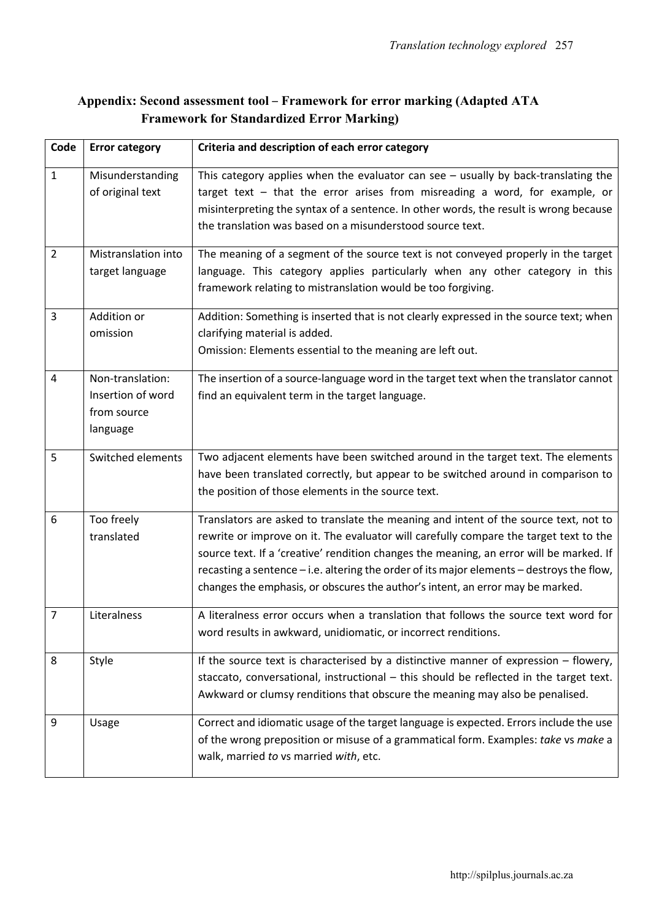## Appendix: Second assessment tool – Framework for error marking (Adapted ATA Framework for Standardized Error Marking)

| Code | Error category | Criteria and description of each error category |
|---|---|---|
| 1 | Misunderstanding of original text | This category applies when the evaluator can see – usually by back-translating the target text – that the error arises from misreading a word, for example, or misinterpreting the syntax of a sentence. In other words, the result is wrong because the translation was based on a misunderstood source text. |
| 2 | Mistranslation into target language | The meaning of a segment of the source text is not conveyed properly in the target language. This category applies particularly when any other category in this framework relating to mistranslation would be too forgiving. |
| 3 | Addition or omission | Addition: Something is inserted that is not clearly expressed in the source text; when clarifying material is added.<br>Omission: Elements essential to the meaning are left out. |
| 4 | Non-translation: Insertion of word from source language | The insertion of a source-language word in the target text when the translator cannot find an equivalent term in the target language. |
| 5 | Switched elements | Two adjacent elements have been switched around in the target text. The elements have been translated correctly, but appear to be switched around in comparison to the position of those elements in the source text. |
| 6 | Too freely translated | Translators are asked to translate the meaning and intent of the source text, not to rewrite or improve on it. The evaluator will carefully compare the target text to the source text. If a 'creative' rendition changes the meaning, an error will be marked. If recasting a sentence – i.e. altering the order of its major elements – destroys the flow, changes the emphasis, or obscures the author's intent, an error may be marked. |
| 7 | Literalness | A literalness error occurs when a translation that follows the source text word for word results in awkward, unidiomatic, or incorrect renditions. |
| 8 | Style | If the source text is characterised by a distinctive manner of expression – flowery, staccato, conversational, instructional – this should be reflected in the target text. Awkward or clumsy renditions that obscure the meaning may also be penalised. |
| 9 | Usage | Correct and idiomatic usage of the target language is expected. Errors include the use of the wrong preposition or misuse of a grammatical form. Examples: *take* vs *make* a walk, married *to* vs married *with*, etc. |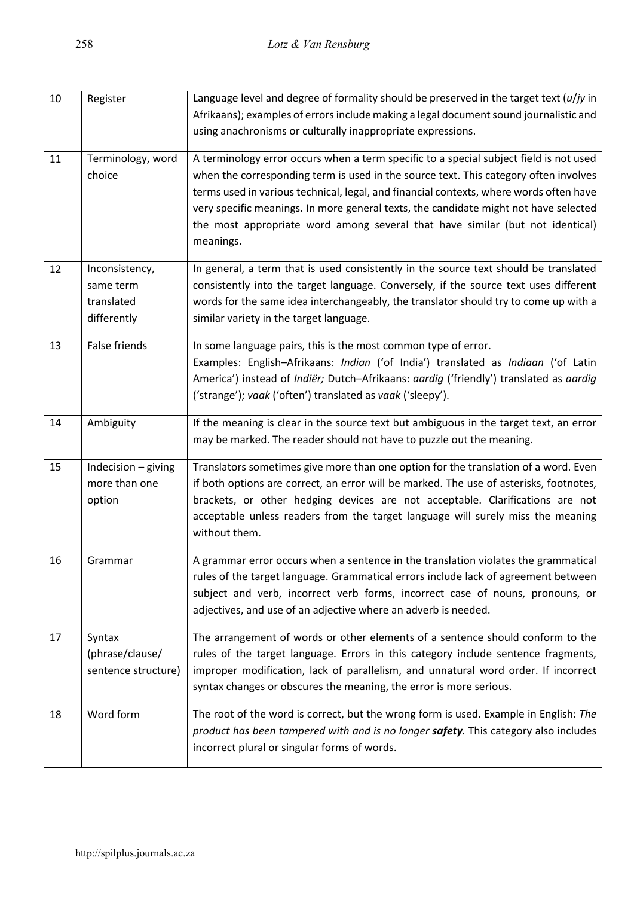| | | |
|---|---|---|
| 10 | Register | Language level and degree of formality should be preserved in the target text (*u*/*jy* in Afrikaans); examples of errors include making a legal document sound journalistic and using anachronisms or culturally inappropriate expressions. |
| 11 | Terminology, word choice | A terminology error occurs when a term specific to a special subject field is not used when the corresponding term is used in the source text. This category often involves terms used in various technical, legal, and financial contexts, where words often have very specific meanings. In more general texts, the candidate might not have selected the most appropriate word among several that have similar (but not identical) meanings. |
| 12 | Inconsistency, same term translated differently | In general, a term that is used consistently in the source text should be translated consistently into the target language. Conversely, if the source text uses different words for the same idea interchangeably, the translator should try to come up with a similar variety in the target language. |
| 13 | False friends | In some language pairs, this is the most common type of error. Examples: English–Afrikaans: *Indian* ('of India') translated as *Indiaan* ('of Latin America') instead of *Indiër;* Dutch–Afrikaans: *aardig* ('friendly') translated as *aardig* ('strange'); *vaak* ('often') translated as *vaak* ('sleepy'). |
| 14 | Ambiguity | If the meaning is clear in the source text but ambiguous in the target text, an error may be marked. The reader should not have to puzzle out the meaning. |
| 15 | Indecision – giving more than one option | Translators sometimes give more than one option for the translation of a word. Even if both options are correct, an error will be marked. The use of asterisks, footnotes, brackets, or other hedging devices are not acceptable. Clarifications are not acceptable unless readers from the target language will surely miss the meaning without them. |
| 16 | Grammar | A grammar error occurs when a sentence in the translation violates the grammatical rules of the target language. Grammatical errors include lack of agreement between subject and verb, incorrect verb forms, incorrect case of nouns, pronouns, or adjectives, and use of an adjective where an adverb is needed. |
| 17 | Syntax (phrase/clause/ sentence structure) | The arrangement of words or other elements of a sentence should conform to the rules of the target language. Errors in this category include sentence fragments, improper modification, lack of parallelism, and unnatural word order. If incorrect syntax changes or obscures the meaning, the error is more serious. |
| 18 | Word form | The root of the word is correct, but the wrong form is used. Example in English: *The product has been tampered with and is no longer* ***safety****.* This category also includes incorrect plural or singular forms of words. |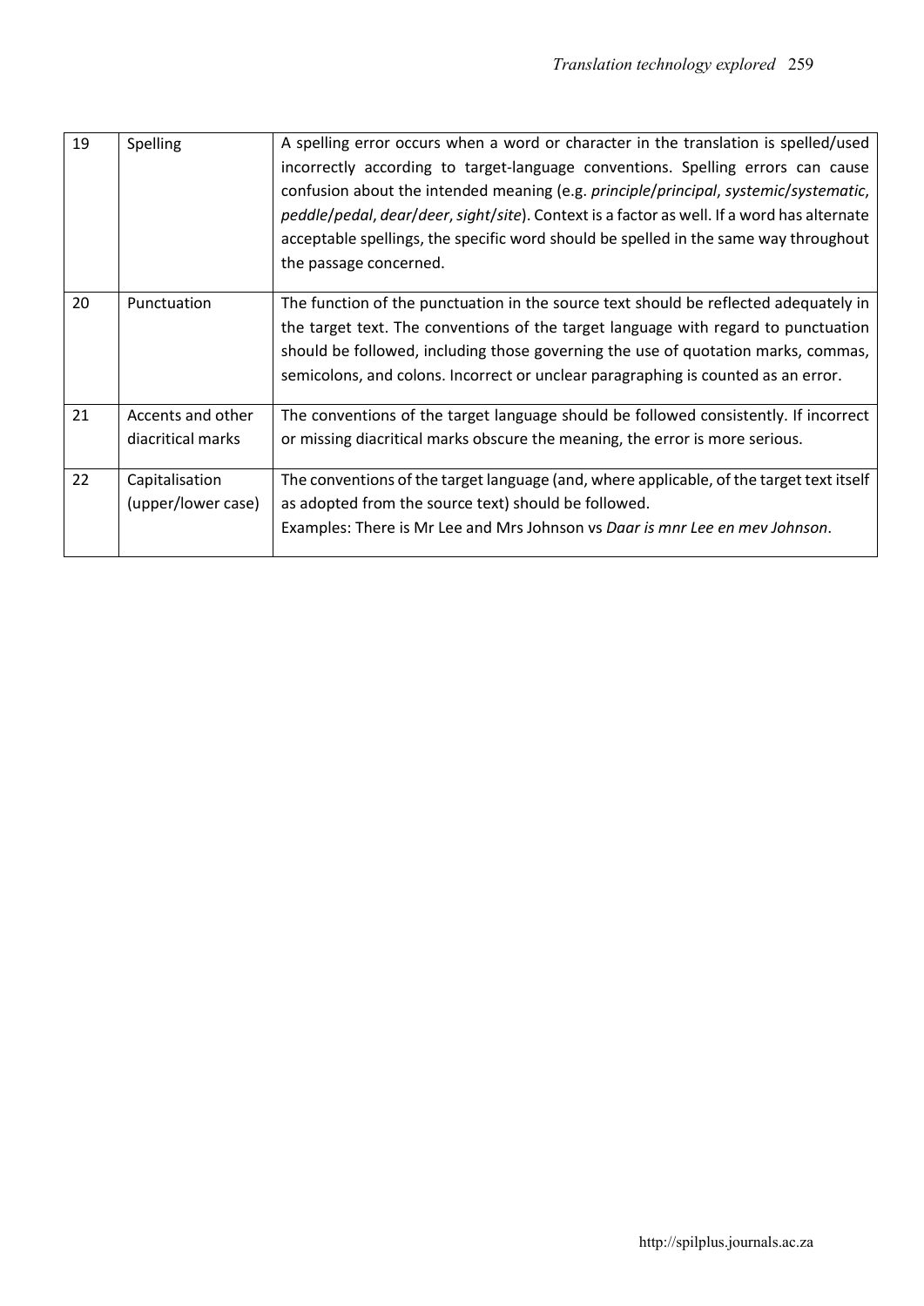| | | |
|---|---|---|
| 19 | Spelling | A spelling error occurs when a word or character in the translation is spelled/used incorrectly according to target-language conventions. Spelling errors can cause confusion about the intended meaning (e.g. *principle*/*principal*, *systemic*/*systematic*, *peddle*/*pedal*, *dear*/*deer*, *sight*/*site*). Context is a factor as well. If a word has alternate acceptable spellings, the specific word should be spelled in the same way throughout the passage concerned. |
| 20 | Punctuation | The function of the punctuation in the source text should be reflected adequately in the target text. The conventions of the target language with regard to punctuation should be followed, including those governing the use of quotation marks, commas, semicolons, and colons. Incorrect or unclear paragraphing is counted as an error. |
| 21 | Accents and other diacritical marks | The conventions of the target language should be followed consistently. If incorrect or missing diacritical marks obscure the meaning, the error is more serious. |
| 22 | Capitalisation (upper/lower case) | The conventions of the target language (and, where applicable, of the target text itself as adopted from the source text) should be followed. Examples: There is Mr Lee and Mrs Johnson vs *Daar is mnr Lee en mev Johnson*. |